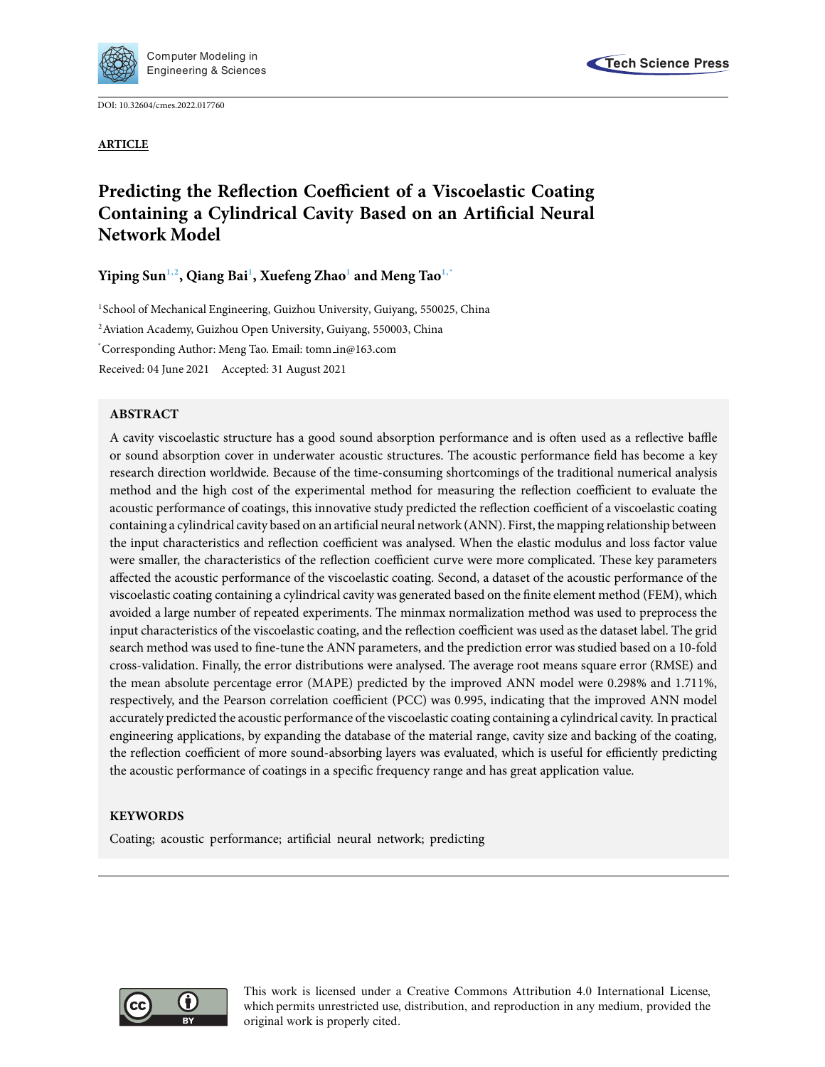DOI: 10.32604/cmes.2022.017760

**ARTICLE**

# Predicting the Reflection Coefficient of a Viscoelastic Coating Containing a Cylindrical Cavity Based on an Artificial Neural Network Model

**Yiping Sun[1,2], Qiang Bai[1], Xuefeng Zhao[1] and Meng Tao[1,*]**

[1]School of Mechanical Engineering, Guizhou University, Guiyang, 550025, China

[2]Aviation Academy, Guizhou Open University, Guiyang, 550003, China

[*]Corresponding Author: Meng Tao. Email: tomn_in@163.com

Received: 04 June 2021 Accepted: 31 August 2021

## ABSTRACT

A cavity viscoelastic structure has a good sound absorption performance and is often used as a reflective baffle or sound absorption cover in underwater acoustic structures. The acoustic performance field has become a key research direction worldwide. Because of the time-consuming shortcomings of the traditional numerical analysis method and the high cost of the experimental method for measuring the reflection coefficient to evaluate the acoustic performance of coatings, this innovative study predicted the reflection coefficient of a viscoelastic coating containing a cylindrical cavity based on an artificial neural network (ANN). First, the mapping relationship between the input characteristics and reflection coefficient was analysed. When the elastic modulus and loss factor value were smaller, the characteristics of the reflection coefficient curve were more complicated. These key parameters affected the acoustic performance of the viscoelastic coating. Second, a dataset of the acoustic performance of the viscoelastic coating containing a cylindrical cavity was generated based on the finite element method (FEM), which avoided a large number of repeated experiments. The minmax normalization method was used to preprocess the input characteristics of the viscoelastic coating, and the reflection coefficient was used as the dataset label. The grid search method was used to fine-tune the ANN parameters, and the prediction error was studied based on a 10-fold cross-validation. Finally, the error distributions were analysed. The average root means square error (RMSE) and the mean absolute percentage error (MAPE) predicted by the improved ANN model were 0.298% and 1.711%, respectively, and the Pearson correlation coefficient (PCC) was 0.995, indicating that the improved ANN model accurately predicted the acoustic performance of the viscoelastic coating containing a cylindrical cavity. In practical engineering applications, by expanding the database of the material range, cavity size and backing of the coating, the reflection coefficient of more sound-absorbing layers was evaluated, which is useful for efficiently predicting the acoustic performance of coatings in a specific frequency range and has great application value.

## KEYWORDS

Coating; acoustic performance; artificial neural network; predicting

This work is licensed under a Creative Commons Attribution 4.0 International License, which permits unrestricted use, distribution, and reproduction in any medium, provided the original work is properly cited.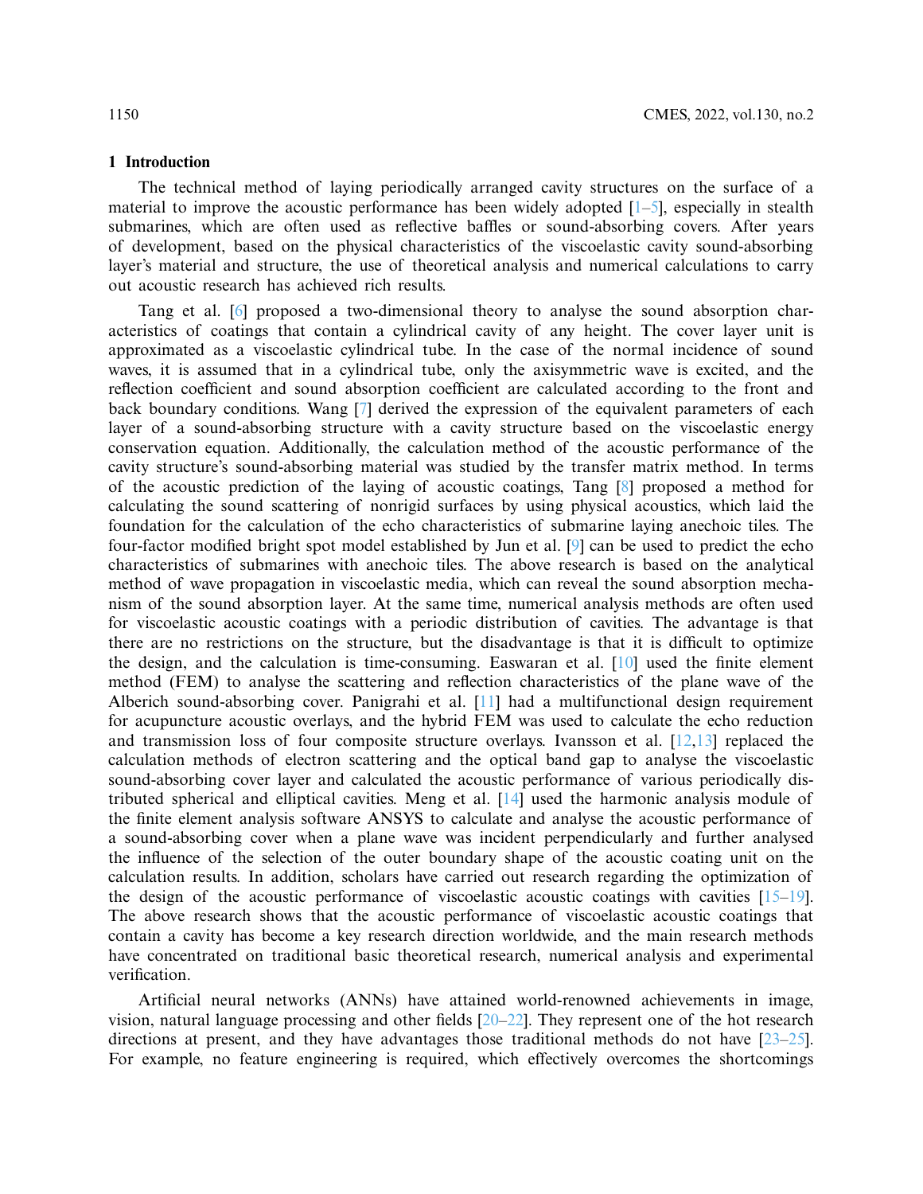## 1 Introduction

The technical method of laying periodically arranged cavity structures on the surface of a material to improve the acoustic performance has been widely adopted [1–5], especially in stealth submarines, which are often used as reflective baffles or sound-absorbing covers. After years of development, based on the physical characteristics of the viscoelastic cavity sound-absorbing layer's material and structure, the use of theoretical analysis and numerical calculations to carry out acoustic research has achieved rich results.

Tang et al. [6] proposed a two-dimensional theory to analyse the sound absorption characteristics of coatings that contain a cylindrical cavity of any height. The cover layer unit is approximated as a viscoelastic cylindrical tube. In the case of the normal incidence of sound waves, it is assumed that in a cylindrical tube, only the axisymmetric wave is excited, and the reflection coefficient and sound absorption coefficient are calculated according to the front and back boundary conditions. Wang [7] derived the expression of the equivalent parameters of each layer of a sound-absorbing structure with a cavity structure based on the viscoelastic energy conservation equation. Additionally, the calculation method of the acoustic performance of the cavity structure's sound-absorbing material was studied by the transfer matrix method. In terms of the acoustic prediction of the laying of acoustic coatings, Tang [8] proposed a method for calculating the sound scattering of nonrigid surfaces by using physical acoustics, which laid the foundation for the calculation of the echo characteristics of submarine laying anechoic tiles. The four-factor modified bright spot model established by Jun et al. [9] can be used to predict the echo characteristics of submarines with anechoic tiles. The above research is based on the analytical method of wave propagation in viscoelastic media, which can reveal the sound absorption mechanism of the sound absorption layer. At the same time, numerical analysis methods are often used for viscoelastic acoustic coatings with a periodic distribution of cavities. The advantage is that there are no restrictions on the structure, but the disadvantage is that it is difficult to optimize the design, and the calculation is time-consuming. Easwaran et al. [10] used the finite element method (FEM) to analyse the scattering and reflection characteristics of the plane wave of the Alberich sound-absorbing cover. Panigrahi et al. [11] had a multifunctional design requirement for acupuncture acoustic overlays, and the hybrid FEM was used to calculate the echo reduction and transmission loss of four composite structure overlays. Ivansson et al. [12,13] replaced the calculation methods of electron scattering and the optical band gap to analyse the viscoelastic sound-absorbing cover layer and calculated the acoustic performance of various periodically distributed spherical and elliptical cavities. Meng et al. [14] used the harmonic analysis module of the finite element analysis software ANSYS to calculate and analyse the acoustic performance of a sound-absorbing cover when a plane wave was incident perpendicularly and further analysed the influence of the selection of the outer boundary shape of the acoustic coating unit on the calculation results. In addition, scholars have carried out research regarding the optimization of the design of the acoustic performance of viscoelastic acoustic coatings with cavities [15–19]. The above research shows that the acoustic performance of viscoelastic acoustic coatings that contain a cavity has become a key research direction worldwide, and the main research methods have concentrated on traditional basic theoretical research, numerical analysis and experimental verification.

Artificial neural networks (ANNs) have attained world-renowned achievements in image, vision, natural language processing and other fields [20–22]. They represent one of the hot research directions at present, and they have advantages those traditional methods do not have [23–25]. For example, no feature engineering is required, which effectively overcomes the shortcomings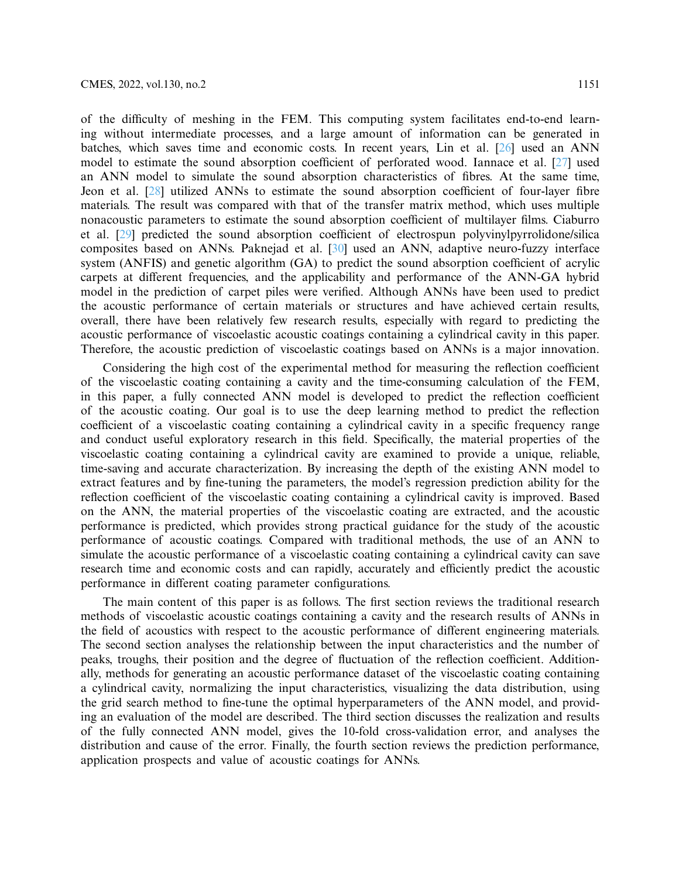of the difficulty of meshing in the FEM. This computing system facilitates end-to-end learning without intermediate processes, and a large amount of information can be generated in batches, which saves time and economic costs. In recent years, Lin et al. [26] used an ANN model to estimate the sound absorption coefficient of perforated wood. Iannace et al. [27] used an ANN model to simulate the sound absorption characteristics of fibres. At the same time, Jeon et al. [28] utilized ANNs to estimate the sound absorption coefficient of four-layer fibre materials. The result was compared with that of the transfer matrix method, which uses multiple nonacoustic parameters to estimate the sound absorption coefficient of multilayer films. Ciaburro et al. [29] predicted the sound absorption coefficient of electrospun polyvinylpyrrolidone/silica composites based on ANNs. Paknejad et al. [30] used an ANN, adaptive neuro-fuzzy interface system (ANFIS) and genetic algorithm (GA) to predict the sound absorption coefficient of acrylic carpets at different frequencies, and the applicability and performance of the ANN-GA hybrid model in the prediction of carpet piles were verified. Although ANNs have been used to predict the acoustic performance of certain materials or structures and have achieved certain results, overall, there have been relatively few research results, especially with regard to predicting the acoustic performance of viscoelastic acoustic coatings containing a cylindrical cavity in this paper. Therefore, the acoustic prediction of viscoelastic coatings based on ANNs is a major innovation.

Considering the high cost of the experimental method for measuring the reflection coefficient of the viscoelastic coating containing a cavity and the time-consuming calculation of the FEM, in this paper, a fully connected ANN model is developed to predict the reflection coefficient of the acoustic coating. Our goal is to use the deep learning method to predict the reflection coefficient of a viscoelastic coating containing a cylindrical cavity in a specific frequency range and conduct useful exploratory research in this field. Specifically, the material properties of the viscoelastic coating containing a cylindrical cavity are examined to provide a unique, reliable, time-saving and accurate characterization. By increasing the depth of the existing ANN model to extract features and by fine-tuning the parameters, the model's regression prediction ability for the reflection coefficient of the viscoelastic coating containing a cylindrical cavity is improved. Based on the ANN, the material properties of the viscoelastic coating are extracted, and the acoustic performance is predicted, which provides strong practical guidance for the study of the acoustic performance of acoustic coatings. Compared with traditional methods, the use of an ANN to simulate the acoustic performance of a viscoelastic coating containing a cylindrical cavity can save research time and economic costs and can rapidly, accurately and efficiently predict the acoustic performance in different coating parameter configurations.

The main content of this paper is as follows. The first section reviews the traditional research methods of viscoelastic acoustic coatings containing a cavity and the research results of ANNs in the field of acoustics with respect to the acoustic performance of different engineering materials. The second section analyses the relationship between the input characteristics and the number of peaks, troughs, their position and the degree of fluctuation of the reflection coefficient. Additionally, methods for generating an acoustic performance dataset of the viscoelastic coating containing a cylindrical cavity, normalizing the input characteristics, visualizing the data distribution, using the grid search method to fine-tune the optimal hyperparameters of the ANN model, and providing an evaluation of the model are described. The third section discusses the realization and results of the fully connected ANN model, gives the 10-fold cross-validation error, and analyses the distribution and cause of the error. Finally, the fourth section reviews the prediction performance, application prospects and value of acoustic coatings for ANNs.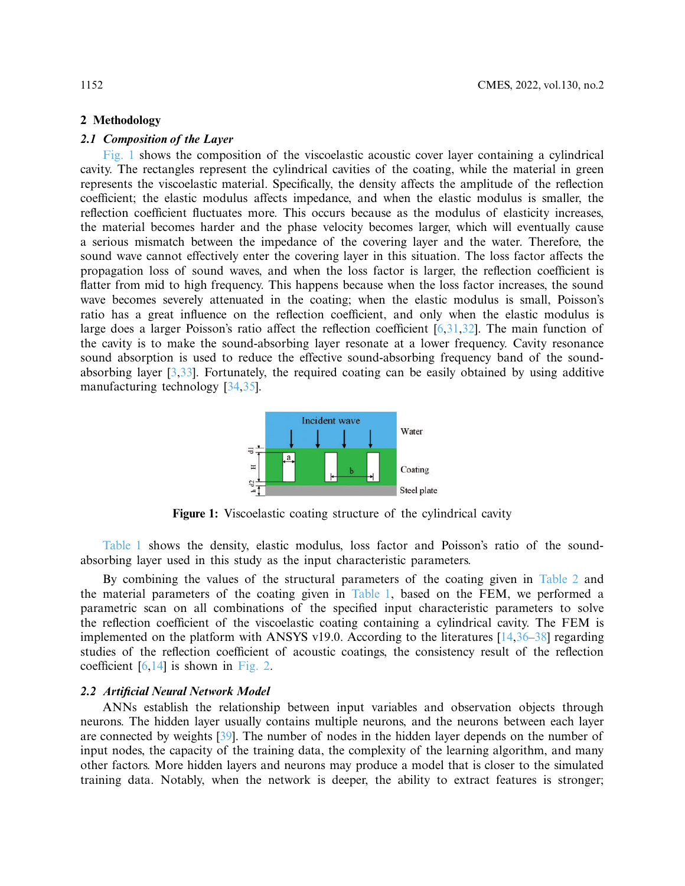## 2 Methodology

### 2.1 Composition of the Layer

Fig. 1 shows the composition of the viscoelastic acoustic cover layer containing a cylindrical cavity. The rectangles represent the cylindrical cavities of the coating, while the material in green represents the viscoelastic material. Specifically, the density affects the amplitude of the reflection coefficient; the elastic modulus affects impedance, and when the elastic modulus is smaller, the reflection coefficient fluctuates more. This occurs because as the modulus of elasticity increases, the material becomes harder and the phase velocity becomes larger, which will eventually cause a serious mismatch between the impedance of the covering layer and the water. Therefore, the sound wave cannot effectively enter the covering layer in this situation. The loss factor affects the propagation loss of sound waves, and when the loss factor is larger, the reflection coefficient is flatter from mid to high frequency. This happens because when the loss factor increases, the sound wave becomes severely attenuated in the coating; when the elastic modulus is small, Poisson's ratio has a great influence on the reflection coefficient, and only when the elastic modulus is large does a larger Poisson's ratio affect the reflection coefficient [6,31,32]. The main function of the cavity is to make the sound-absorbing layer resonate at a lower frequency. Cavity resonance sound absorption is used to reduce the effective sound-absorbing frequency band of the sound-absorbing layer [3,33]. Fortunately, the required coating can be easily obtained by using additive manufacturing technology [34,35].

**Figure 1:** Viscoelastic coating structure of the cylindrical cavity

Table 1 shows the density, elastic modulus, loss factor and Poisson's ratio of the sound-absorbing layer used in this study as the input characteristic parameters.

By combining the values of the structural parameters of the coating given in Table 2 and the material parameters of the coating given in Table 1, based on the FEM, we performed a parametric scan on all combinations of the specified input characteristic parameters to solve the reflection coefficient of the viscoelastic coating containing a cylindrical cavity. The FEM is implemented on the platform with ANSYS v19.0. According to the literatures [14,36–38] regarding studies of the reflection coefficient of acoustic coatings, the consistency result of the reflection coefficient [6,14] is shown in Fig. 2.

### 2.2 Artificial Neural Network Model

ANNs establish the relationship between input variables and observation objects through neurons. The hidden layer usually contains multiple neurons, and the neurons between each layer are connected by weights [39]. The number of nodes in the hidden layer depends on the number of input nodes, the capacity of the training data, the complexity of the learning algorithm, and many other factors. More hidden layers and neurons may produce a model that is closer to the simulated training data. Notably, when the network is deeper, the ability to extract features is stronger;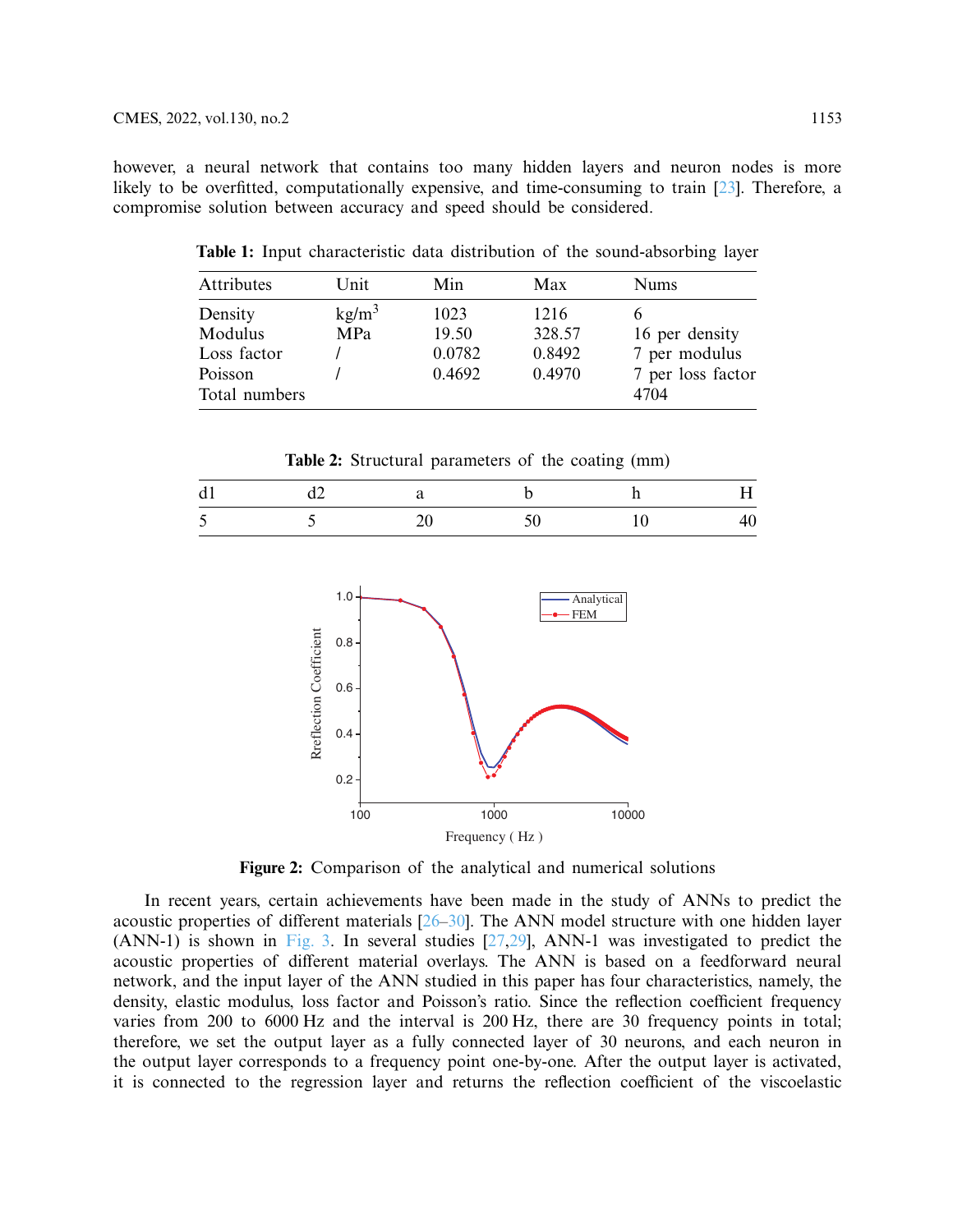however, a neural network that contains too many hidden layers and neuron nodes is more likely to be overfitted, computationally expensive, and time-consuming to train [23]. Therefore, a compromise solution between accuracy and speed should be considered.

**Table 1:** Input characteristic data distribution of the sound-absorbing layer

| Attributes | Unit | Min | Max | Nums |
|---|---|---|---|---|
| Density | $kg/m^3$ | 1023 | 1216 | 6 |
| Modulus | MPa | 19.50 | 328.57 | 16 per density |
| Loss factor | / | 0.0782 | 0.8492 | 7 per modulus |
| Poisson | / | 0.4692 | 0.4970 | 7 per loss factor |
| Total numbers | | | | 4704 |

**Table 2:** Structural parameters of the coating (mm)

| d1 | d2 | a | b | h | H |
|---|---|---|---|---|---|
| 5 | 5 | 20 | 50 | 10 | 40 |

**Figure 2:** Comparison of the analytical and numerical solutions

In recent years, certain achievements have been made in the study of ANNs to predict the acoustic properties of different materials [26–30]. The ANN model structure with one hidden layer (ANN-1) is shown in Fig. 3. In several studies [27,29], ANN-1 was investigated to predict the acoustic properties of different material overlays. The ANN is based on a feedforward neural network, and the input layer of the ANN studied in this paper has four characteristics, namely, the density, elastic modulus, loss factor and Poisson's ratio. Since the reflection coefficient frequency varies from 200 to 6000 Hz and the interval is 200 Hz, there are 30 frequency points in total; therefore, we set the output layer as a fully connected layer of 30 neurons, and each neuron in the output layer corresponds to a frequency point one-by-one. After the output layer is activated, it is connected to the regression layer and returns the reflection coefficient of the viscoelastic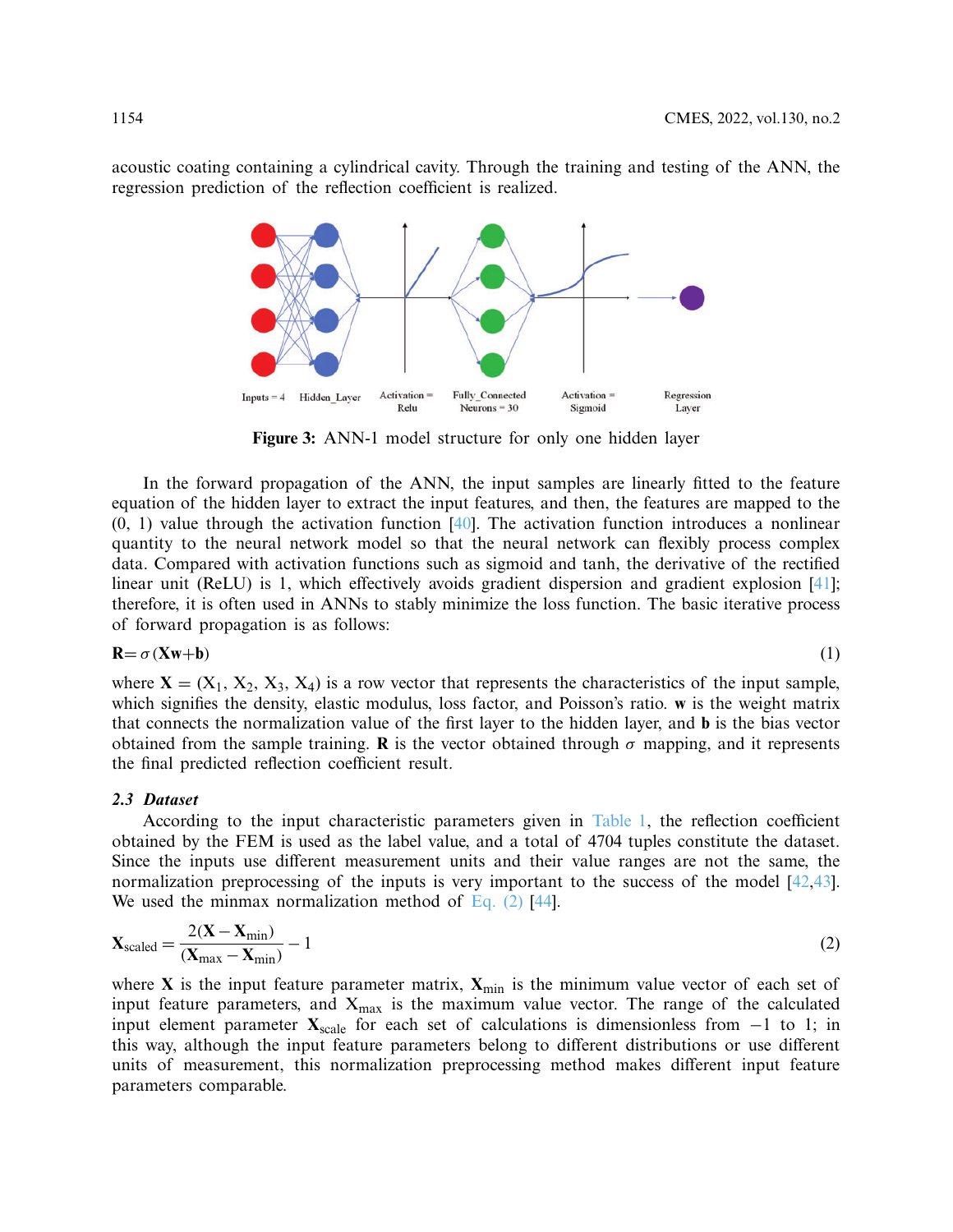acoustic coating containing a cylindrical cavity. Through the training and testing of the ANN, the regression prediction of the reflection coefficient is realized.

Inputs = 4 Hidden_Layer Activation = Relu Fully_Connected Neurons = 30 Activation = Sigmoid Regression Layer

**Figure 3:** ANN-1 model structure for only one hidden layer

In the forward propagation of the ANN, the input samples are linearly fitted to the feature equation of the hidden layer to extract the input features, and then, the features are mapped to the (0, 1) value through the activation function [40]. The activation function introduces a nonlinear quantity to the neural network model so that the neural network can flexibly process complex data. Compared with activation functions such as sigmoid and tanh, the derivative of the rectified linear unit (ReLU) is 1, which effectively avoids gradient dispersion and gradient explosion [41]; therefore, it is often used in ANNs to stably minimize the loss function. The basic iterative process of forward propagation is as follows:

$$\mathbf{R} = \sigma(\mathbf{X}\mathbf{w} + \mathbf{b}) \tag{1}$$

where $\mathbf{X} = (X_1, X_2, X_3, X_4)$ is a row vector that represents the characteristics of the input sample, which signifies the density, elastic modulus, loss factor, and Poisson's ratio. $\mathbf{w}$ is the weight matrix that connects the normalization value of the first layer to the hidden layer, and $\mathbf{b}$ is the bias vector obtained from the sample training. $\mathbf{R}$ is the vector obtained through $\sigma$ mapping, and it represents the final predicted reflection coefficient result.

### *2.3 Dataset*

According to the input characteristic parameters given in Table 1, the reflection coefficient obtained by the FEM is used as the label value, and a total of 4704 tuples constitute the dataset. Since the inputs use different measurement units and their value ranges are not the same, the normalization preprocessing of the inputs is very important to the success of the model [42,43]. We used the minmax normalization method of Eq. (2) [44].

$$\mathbf{X}_{\text{scaled}} = \frac{2(\mathbf{X} - \mathbf{X}_{\min})}{(\mathbf{X}_{\max} - \mathbf{X}_{\min})} - 1 \tag{2}$$

where $\mathbf{X}$ is the input feature parameter matrix, $\mathbf{X}_{\min}$ is the minimum value vector of each set of input feature parameters, and $X_{\max}$ is the maximum value vector. The range of the calculated input element parameter $\mathbf{X}_{\text{scale}}$ for each set of calculations is dimensionless from $-1$ to 1; in this way, although the input feature parameters belong to different distributions or use different units of measurement, this normalization preprocessing method makes different input feature parameters comparable.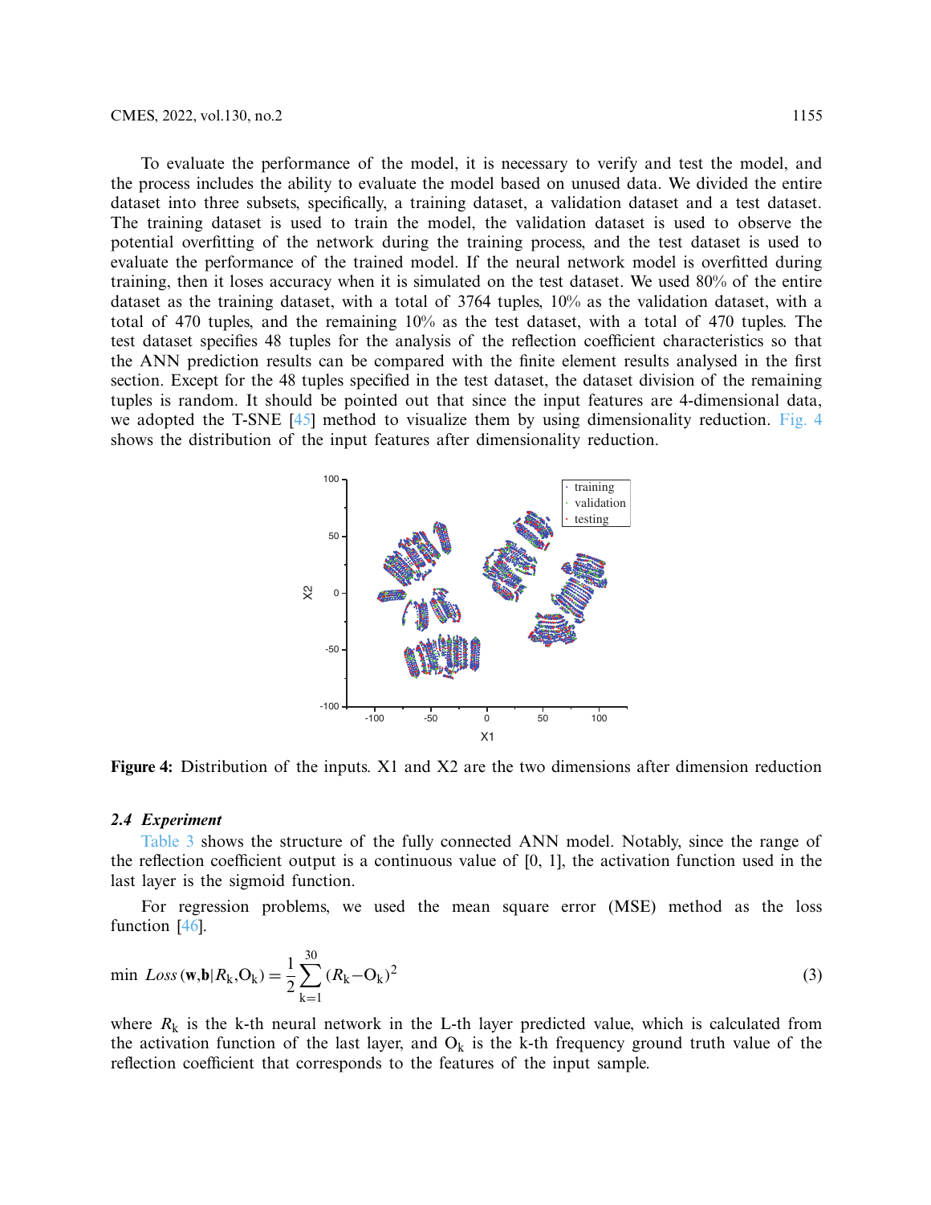To evaluate the performance of the model, it is necessary to verify and test the model, and the process includes the ability to evaluate the model based on unused data. We divided the entire dataset into three subsets, specifically, a training dataset, a validation dataset and a test dataset. The training dataset is used to train the model, the validation dataset is used to observe the potential overfitting of the network during the training process, and the test dataset is used to evaluate the performance of the trained model. If the neural network model is overfitted during training, then it loses accuracy when it is simulated on the test dataset. We used 80% of the entire dataset as the training dataset, with a total of 3764 tuples, 10% as the validation dataset, with a total of 470 tuples, and the remaining 10% as the test dataset, with a total of 470 tuples. The test dataset specifies 48 tuples for the analysis of the reflection coefficient characteristics so that the ANN prediction results can be compared with the finite element results analysed in the first section. Except for the 48 tuples specified in the test dataset, the dataset division of the remaining tuples is random. It should be pointed out that since the input features are 4-dimensional data, we adopted the T-SNE [45] method to visualize them by using dimensionality reduction. Fig. 4 shows the distribution of the input features after dimensionality reduction.

**Figure 4:** Distribution of the inputs. X1 and X2 are the two dimensions after dimension reduction

### *2.4 Experiment*

Table 3 shows the structure of the fully connected ANN model. Notably, since the range of the reflection coefficient output is a continuous value of [0, 1], the activation function used in the last layer is the sigmoid function.

For regression problems, we used the mean square error (MSE) method as the loss function [46].

$$\min \ Loss\left(\mathbf{w},\mathbf{b}|R_{\mathrm{k}},\mathrm{O}_{\mathrm{k}}\right) = \frac{1}{2}\sum_{\mathrm{k}=1}^{30}\left(R_{\mathrm{k}}-\mathrm{O}_{\mathrm{k}}\right)^{2} \tag{3}$$

where $R_{\mathrm{k}}$ is the k-th neural network in the L-th layer predicted value, which is calculated from the activation function of the last layer, and $\mathrm{O}_{\mathrm{k}}$ is the k-th frequency ground truth value of the reflection coefficient that corresponds to the features of the input sample.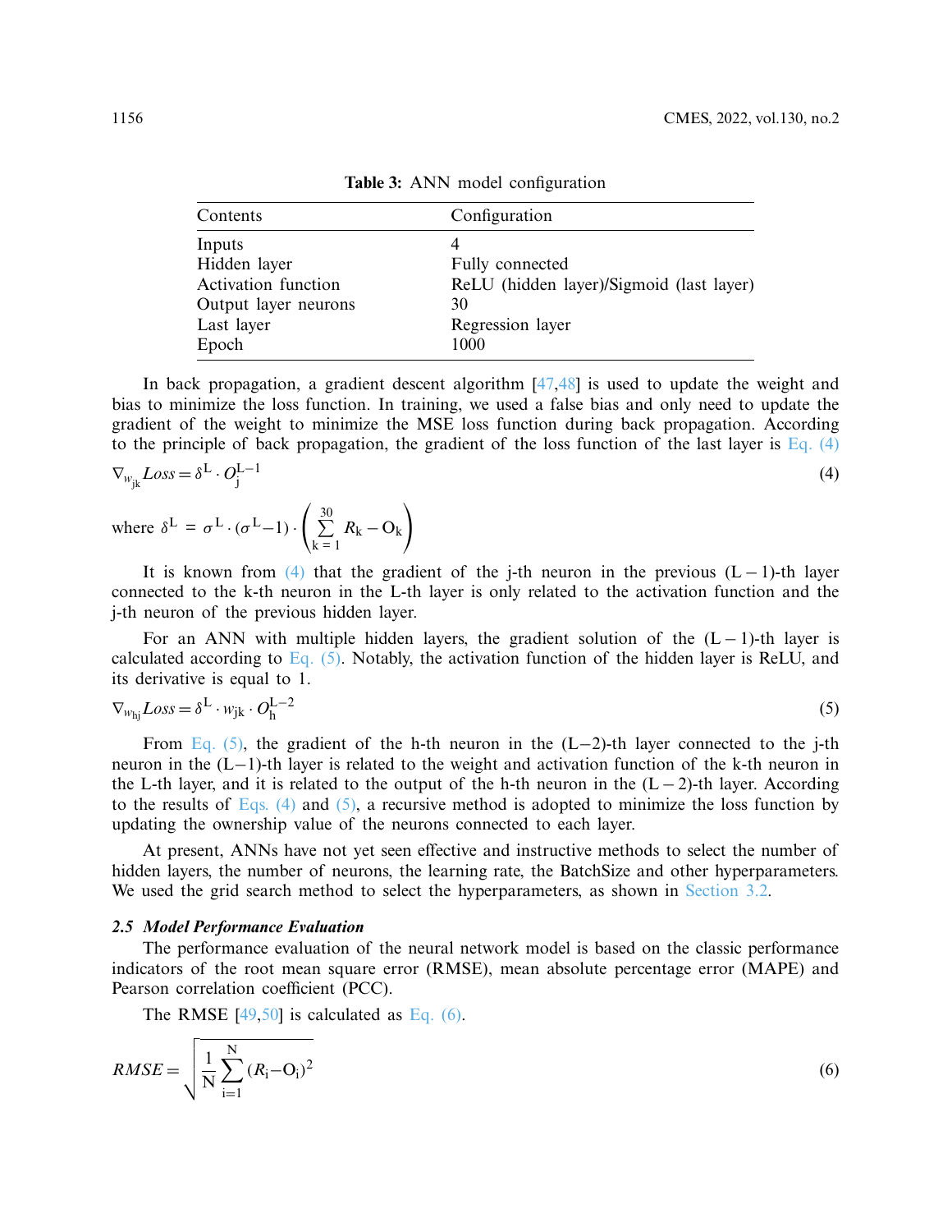**Table 3:** ANN model configuration

| Contents | Configuration |
| --- | --- |
| Inputs | 4 |
| Hidden layer | Fully connected |
| Activation function | ReLU (hidden layer)/Sigmoid (last layer) |
| Output layer neurons | 30 |
| Last layer | Regression layer |
| Epoch | 1000 |

In back propagation, a gradient descent algorithm [47,48] is used to update the weight and bias to minimize the loss function. In training, we used a false bias and only need to update the gradient of the weight to minimize the MSE loss function during back propagation. According to the principle of back propagation, the gradient of the loss function of the last layer is Eq. (4)

$$\nabla_{w_{jk}} Loss = \delta^{L} \cdot O_{j}^{L-1} \tag{4}$$

where $\delta^{L} = \sigma^{L} \cdot (\sigma^{L} - 1) \cdot \left( \sum_{k=1}^{30} R_k - O_k \right)$

It is known from (4) that the gradient of the j-th neuron in the previous (L − 1)-th layer connected to the k-th neuron in the L-th layer is only related to the activation function and the j-th neuron of the previous hidden layer.

For an ANN with multiple hidden layers, the gradient solution of the (L − 1)-th layer is calculated according to Eq. (5). Notably, the activation function of the hidden layer is ReLU, and its derivative is equal to 1.

$$\nabla_{w_{hj}} Loss = \delta^{L} \cdot w_{jk} \cdot O_{h}^{L-2} \tag{5}$$

From Eq. (5), the gradient of the h-th neuron in the (L−2)-th layer connected to the j-th neuron in the (L−1)-th layer is related to the weight and activation function of the k-th neuron in the L-th layer, and it is related to the output of the h-th neuron in the (L − 2)-th layer. According to the results of Eqs. (4) and (5), a recursive method is adopted to minimize the loss function by updating the ownership value of the neurons connected to each layer.

At present, ANNs have not yet seen effective and instructive methods to select the number of hidden layers, the number of neurons, the learning rate, the BatchSize and other hyperparameters. We used the grid search method to select the hyperparameters, as shown in Section 3.2.

### *2.5 Model Performance Evaluation*

The performance evaluation of the neural network model is based on the classic performance indicators of the root mean square error (RMSE), mean absolute percentage error (MAPE) and Pearson correlation coefficient (PCC).

The RMSE [49,50] is calculated as Eq. (6).

$$RMSE = \sqrt{\frac{1}{N} \sum_{i=1}^{N} (R_i - O_i)^2} \tag{6}$$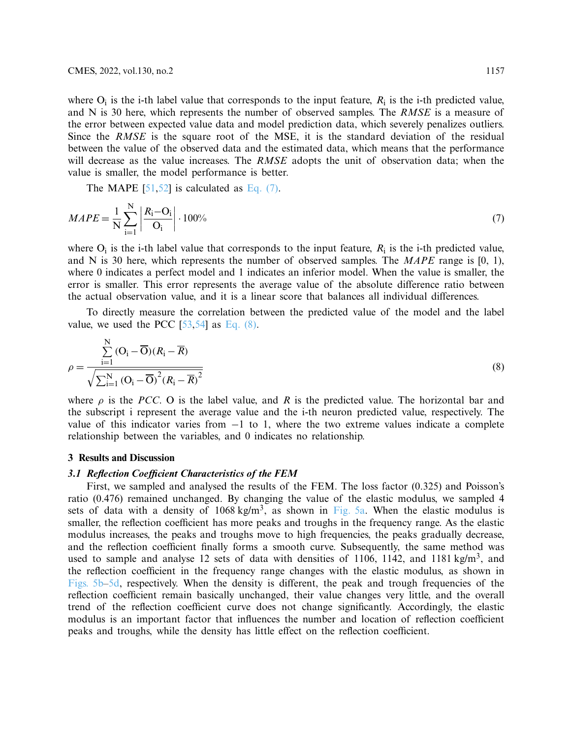where $O_i$ is the i-th label value that corresponds to the input feature, $R_i$ is the i-th predicted value, and N is 30 here, which represents the number of observed samples. The *RMSE* is a measure of the error between expected value data and model prediction data, which severely penalizes outliers. Since the *RMSE* is the square root of the MSE, it is the standard deviation of the residual between the value of the observed data and the estimated data, which means that the performance will decrease as the value increases. The *RMSE* adopts the unit of observation data; when the value is smaller, the model performance is better.

The MAPE [51,52] is calculated as Eq. (7).

$$MAPE = \frac{1}{N}\sum_{i=1}^{N}\left|\frac{R_i - O_i}{O_i}\right| \cdot 100\% \tag{7}$$

where $O_i$ is the i-th label value that corresponds to the input feature, $R_i$ is the i-th predicted value, and N is 30 here, which represents the number of observed samples. The *MAPE* range is [0, 1), where 0 indicates a perfect model and 1 indicates an inferior model. When the value is smaller, the error is smaller. This error represents the average value of the absolute difference ratio between the actual observation value, and it is a linear score that balances all individual differences.

To directly measure the correlation between the predicted value of the model and the label value, we used the PCC [53,54] as Eq. (8).

$$\rho = \frac{\sum_{i=1}^{N}(O_i - \overline{O})(R_i - \overline{R})}{\sqrt{\sum_{i=1}^{N}(O_i - \overline{O})^2(R_i - \overline{R})^2}} \tag{8}$$

where $\rho$ is the *PCC*. O is the label value, and $R$ is the predicted value. The horizontal bar and the subscript i represent the average value and the i-th neuron predicted value, respectively. The value of this indicator varies from −1 to 1, where the two extreme values indicate a complete relationship between the variables, and 0 indicates no relationship.

## 3 Results and Discussion

### 3.1 Reflection Coefficient Characteristics of the FEM

First, we sampled and analysed the results of the FEM. The loss factor (0.325) and Poisson's ratio (0.476) remained unchanged. By changing the value of the elastic modulus, we sampled 4 sets of data with a density of 1068 kg/m$^3$, as shown in Fig. 5a. When the elastic modulus is smaller, the reflection coefficient has more peaks and troughs in the frequency range. As the elastic modulus increases, the peaks and troughs move to high frequencies, the peaks gradually decrease, and the reflection coefficient finally forms a smooth curve. Subsequently, the same method was used to sample and analyse 12 sets of data with densities of 1106, 1142, and 1181 kg/m$^3$, and the reflection coefficient in the frequency range changes with the elastic modulus, as shown in Figs. 5b–5d, respectively. When the density is different, the peak and trough frequencies of the reflection coefficient remain basically unchanged, their value changes very little, and the overall trend of the reflection coefficient curve does not change significantly. Accordingly, the elastic modulus is an important factor that influences the number and location of reflection coefficient peaks and troughs, while the density has little effect on the reflection coefficient.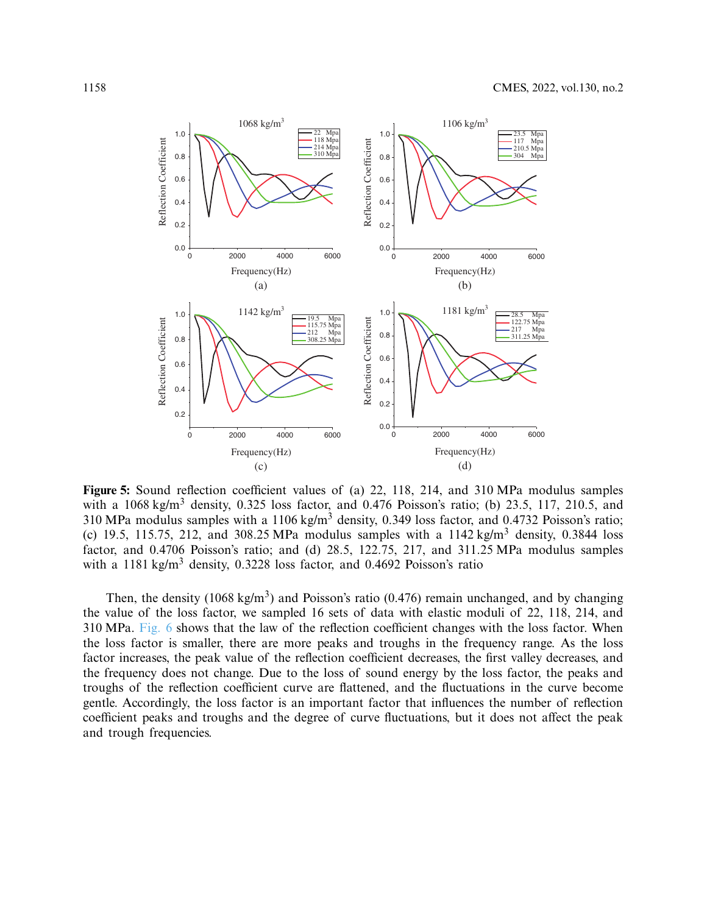**Figure 5:** Sound reflection coefficient values of (a) 22, 118, 214, and 310 MPa modulus samples with a 1068 kg/m$^3$ density, 0.325 loss factor, and 0.476 Poisson's ratio; (b) 23.5, 117, 210.5, and 310 MPa modulus samples with a 1106 kg/m$^3$ density, 0.349 loss factor, and 0.4732 Poisson's ratio; (c) 19.5, 115.75, 212, and 308.25 MPa modulus samples with a 1142 kg/m$^3$ density, 0.3844 loss factor, and 0.4706 Poisson's ratio; and (d) 28.5, 122.75, 217, and 311.25 MPa modulus samples with a 1181 kg/m$^3$ density, 0.3228 loss factor, and 0.4692 Poisson's ratio

Then, the density (1068 kg/m$^3$) and Poisson's ratio (0.476) remain unchanged, and by changing the value of the loss factor, we sampled 16 sets of data with elastic moduli of 22, 118, 214, and 310 MPa. Fig. 6 shows that the law of the reflection coefficient changes with the loss factor. When the loss factor is smaller, there are more peaks and troughs in the frequency range. As the loss factor increases, the peak value of the reflection coefficient decreases, the first valley decreases, and the frequency does not change. Due to the loss of sound energy by the loss factor, the peaks and troughs of the reflection coefficient curve are flattened, and the fluctuations in the curve become gentle. Accordingly, the loss factor is an important factor that influences the number of reflection coefficient peaks and troughs and the degree of curve fluctuations, but it does not affect the peak and trough frequencies.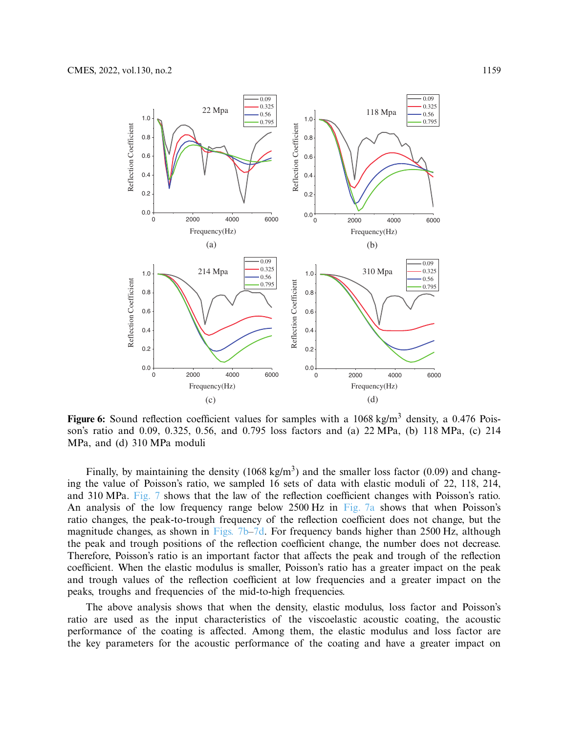**Figure 6:** Sound reflection coefficient values for samples with a 1068 kg/m$^3$ density, a 0.476 Poisson's ratio and 0.09, 0.325, 0.56, and 0.795 loss factors and (a) 22 MPa, (b) 118 MPa, (c) 214 MPa, and (d) 310 MPa moduli

Finally, by maintaining the density (1068 kg/m$^3$) and the smaller loss factor (0.09) and changing the value of Poisson's ratio, we sampled 16 sets of data with elastic moduli of 22, 118, 214, and 310 MPa. Fig. 7 shows that the law of the reflection coefficient changes with Poisson's ratio. An analysis of the low frequency range below 2500 Hz in Fig. 7a shows that when Poisson's ratio changes, the peak-to-trough frequency of the reflection coefficient does not change, but the magnitude changes, as shown in Figs. 7b–7d. For frequency bands higher than 2500 Hz, although the peak and trough positions of the reflection coefficient change, the number does not decrease. Therefore, Poisson's ratio is an important factor that affects the peak and trough of the reflection coefficient. When the elastic modulus is smaller, Poisson's ratio has a greater impact on the peak and trough values of the reflection coefficient at low frequencies and a greater impact on the peaks, troughs and frequencies of the mid-to-high frequencies.

The above analysis shows that when the density, elastic modulus, loss factor and Poisson's ratio are used as the input characteristics of the viscoelastic acoustic coating, the acoustic performance of the coating is affected. Among them, the elastic modulus and loss factor are the key parameters for the acoustic performance of the coating and have a greater impact on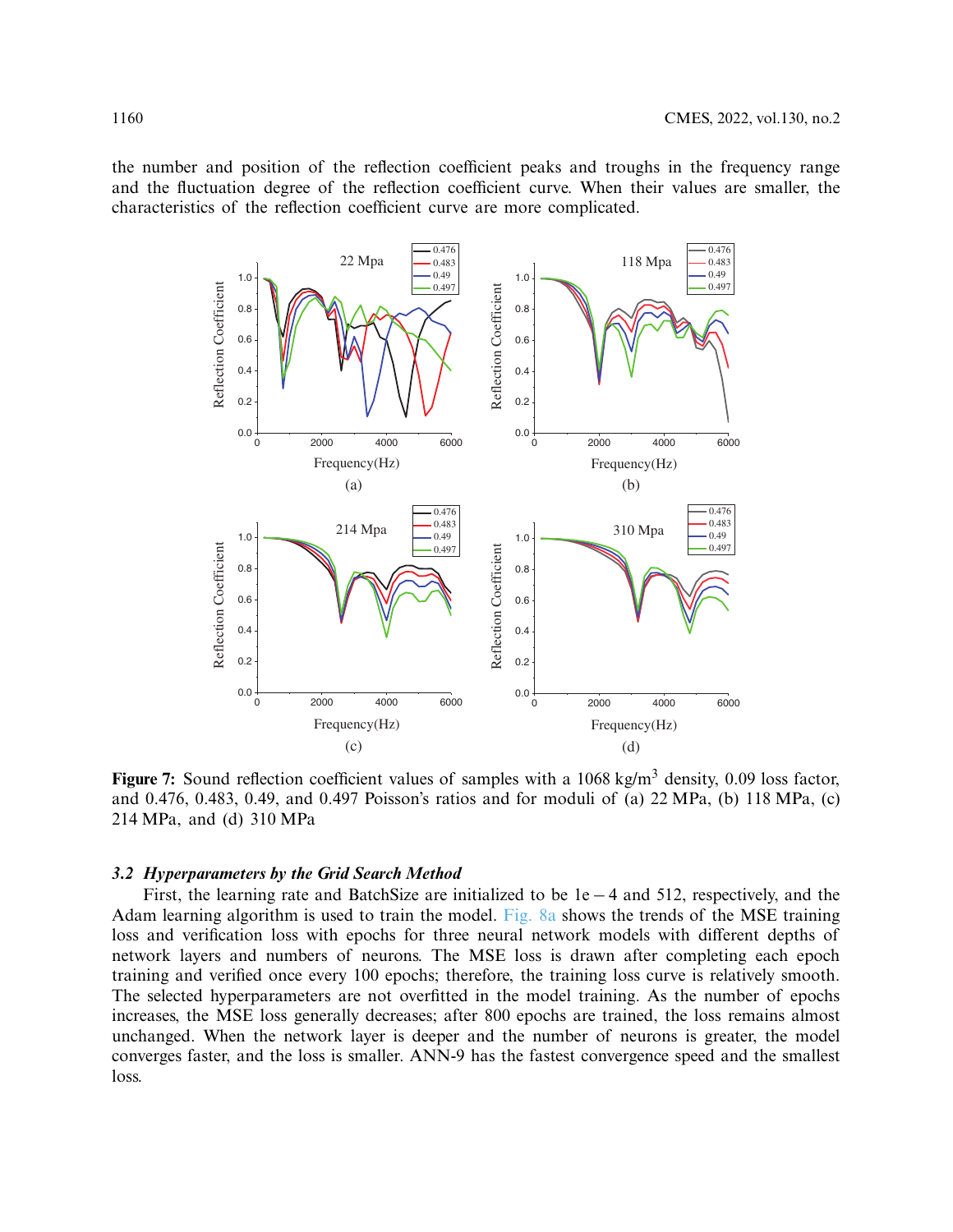the number and position of the reflection coefficient peaks and troughs in the frequency range and the fluctuation degree of the reflection coefficient curve. When their values are smaller, the characteristics of the reflection coefficient curve are more complicated.

**Figure 7:** Sound reflection coefficient values of samples with a 1068 kg/m$^3$ density, 0.09 loss factor, and 0.476, 0.483, 0.49, and 0.497 Poisson's ratios and for moduli of (a) 22 MPa, (b) 118 MPa, (c) 214 MPa, and (d) 310 MPa

### *3.2 Hyperparameters by the Grid Search Method*

First, the learning rate and BatchSize are initialized to be 1e − 4 and 512, respectively, and the Adam learning algorithm is used to train the model. Fig. 8a shows the trends of the MSE training loss and verification loss with epochs for three neural network models with different depths of network layers and numbers of neurons. The MSE loss is drawn after completing each epoch training and verified once every 100 epochs; therefore, the training loss curve is relatively smooth. The selected hyperparameters are not overfitted in the model training. As the number of epochs increases, the MSE loss generally decreases; after 800 epochs are trained, the loss remains almost unchanged. When the network layer is deeper and the number of neurons is greater, the model converges faster, and the loss is smaller. ANN-9 has the fastest convergence speed and the smallest loss.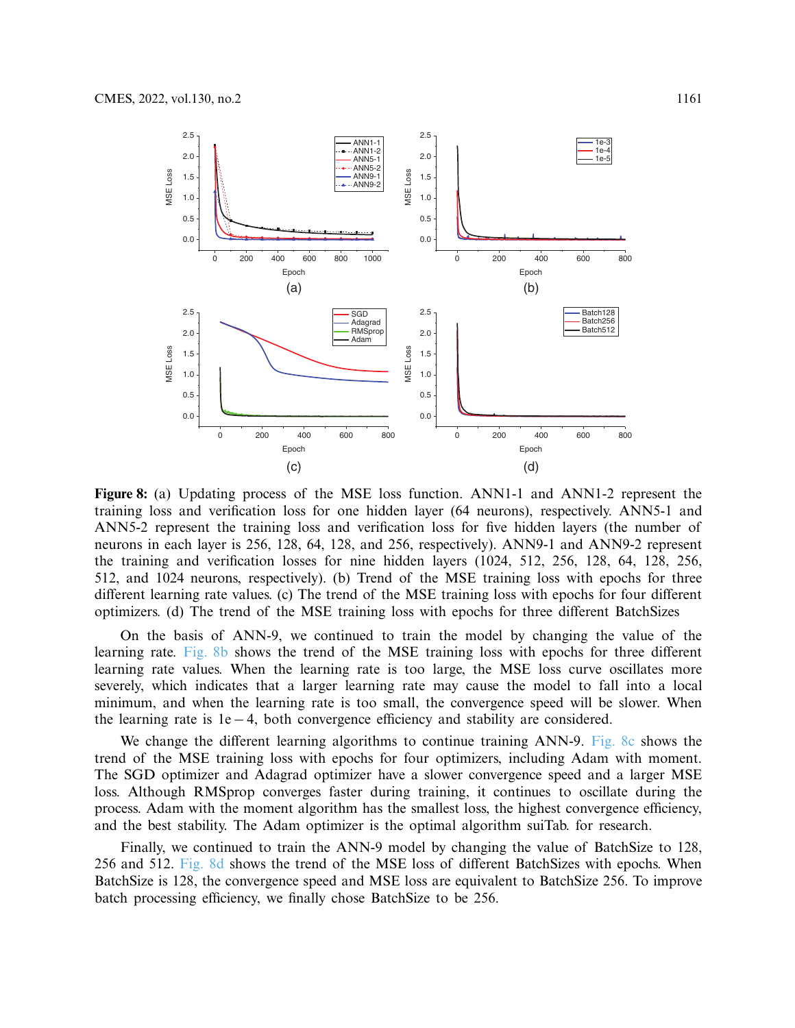**Figure 8:** (a) Updating process of the MSE loss function. ANN1-1 and ANN1-2 represent the training loss and verification loss for one hidden layer (64 neurons), respectively. ANN5-1 and ANN5-2 represent the training loss and verification loss for five hidden layers (the number of neurons in each layer is 256, 128, 64, 128, and 256, respectively). ANN9-1 and ANN9-2 represent the training and verification losses for nine hidden layers (1024, 512, 256, 128, 64, 128, 256, 512, and 1024 neurons, respectively). (b) Trend of the MSE training loss with epochs for three different learning rate values. (c) The trend of the MSE training loss with epochs for four different optimizers. (d) The trend of the MSE training loss with epochs for three different BatchSizes

On the basis of ANN-9, we continued to train the model by changing the value of the learning rate. Fig. 8b shows the trend of the MSE training loss with epochs for three different learning rate values. When the learning rate is too large, the MSE loss curve oscillates more severely, which indicates that a larger learning rate may cause the model to fall into a local minimum, and when the learning rate is too small, the convergence speed will be slower. When the learning rate is $1e-4$, both convergence efficiency and stability are considered.

We change the different learning algorithms to continue training ANN-9. Fig. 8c shows the trend of the MSE training loss with epochs for four optimizers, including Adam with moment. The SGD optimizer and Adagrad optimizer have a slower convergence speed and a larger MSE loss. Although RMSprop converges faster during training, it continues to oscillate during the process. Adam with the moment algorithm has the smallest loss, the highest convergence efficiency, and the best stability. The Adam optimizer is the optimal algorithm suiTab. for research.

Finally, we continued to train the ANN-9 model by changing the value of BatchSize to 128, 256 and 512. Fig. 8d shows the trend of the MSE loss of different BatchSizes with epochs. When BatchSize is 128, the convergence speed and MSE loss are equivalent to BatchSize 256. To improve batch processing efficiency, we finally chose BatchSize to be 256.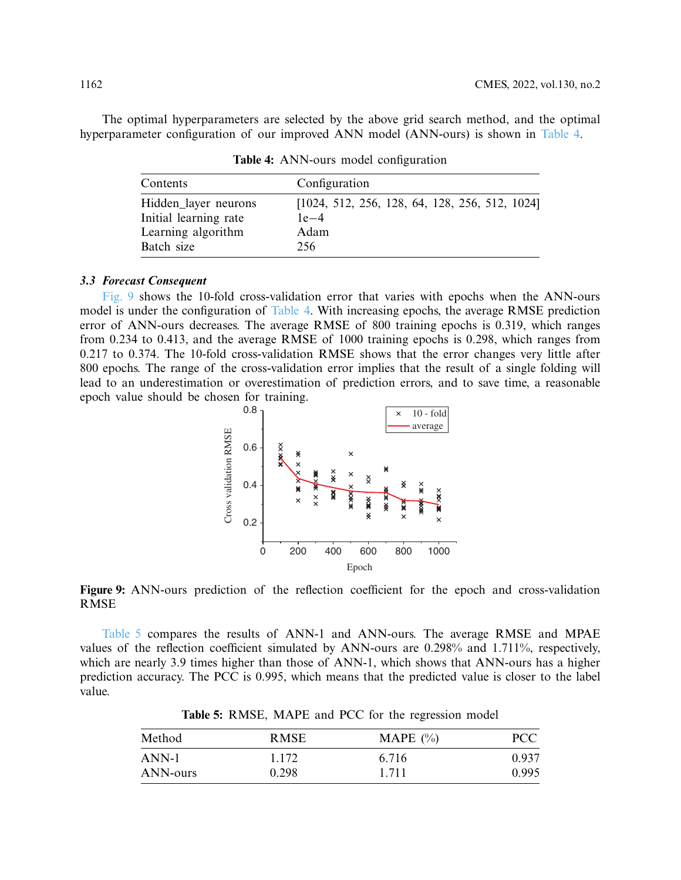The optimal hyperparameters are selected by the above grid search method, and the optimal hyperparameter configuration of our improved ANN model (ANN-ours) is shown in Table 4.

**Table 4:** ANN-ours model configuration

| Contents | Configuration |
|---|---|
| Hidden_layer neurons | [1024, 512, 256, 128, 64, 128, 256, 512, 1024] |
| Initial learning rate | 1e−4 |
| Learning algorithm | Adam |
| Batch size | 256 |

### *3.3 Forecast Consequent*

Fig. 9 shows the 10-fold cross-validation error that varies with epochs when the ANN-ours model is under the configuration of Table 4. With increasing epochs, the average RMSE prediction error of ANN-ours decreases. The average RMSE of 800 training epochs is 0.319, which ranges from 0.234 to 0.413, and the average RMSE of 1000 training epochs is 0.298, which ranges from 0.217 to 0.374. The 10-fold cross-validation RMSE shows that the error changes very little after 800 epochs. The range of the cross-validation error implies that the result of a single folding will lead to an underestimation or overestimation of prediction errors, and to save time, a reasonable epoch value should be chosen for training.

**Figure 9:** ANN-ours prediction of the reflection coefficient for the epoch and cross-validation RMSE

Table 5 compares the results of ANN-1 and ANN-ours. The average RMSE and MPAE values of the reflection coefficient simulated by ANN-ours are 0.298% and 1.711%, respectively, which are nearly 3.9 times higher than those of ANN-1, which shows that ANN-ours has a higher prediction accuracy. The PCC is 0.995, which means that the predicted value is closer to the label value.

**Table 5:** RMSE, MAPE and PCC for the regression model

| Method | RMSE | MAPE (%) | PCC |
|---|---|---|---|
| ANN-1 | 1.172 | 6.716 | 0.937 |
| ANN-ours | 0.298 | 1.711 | 0.995 |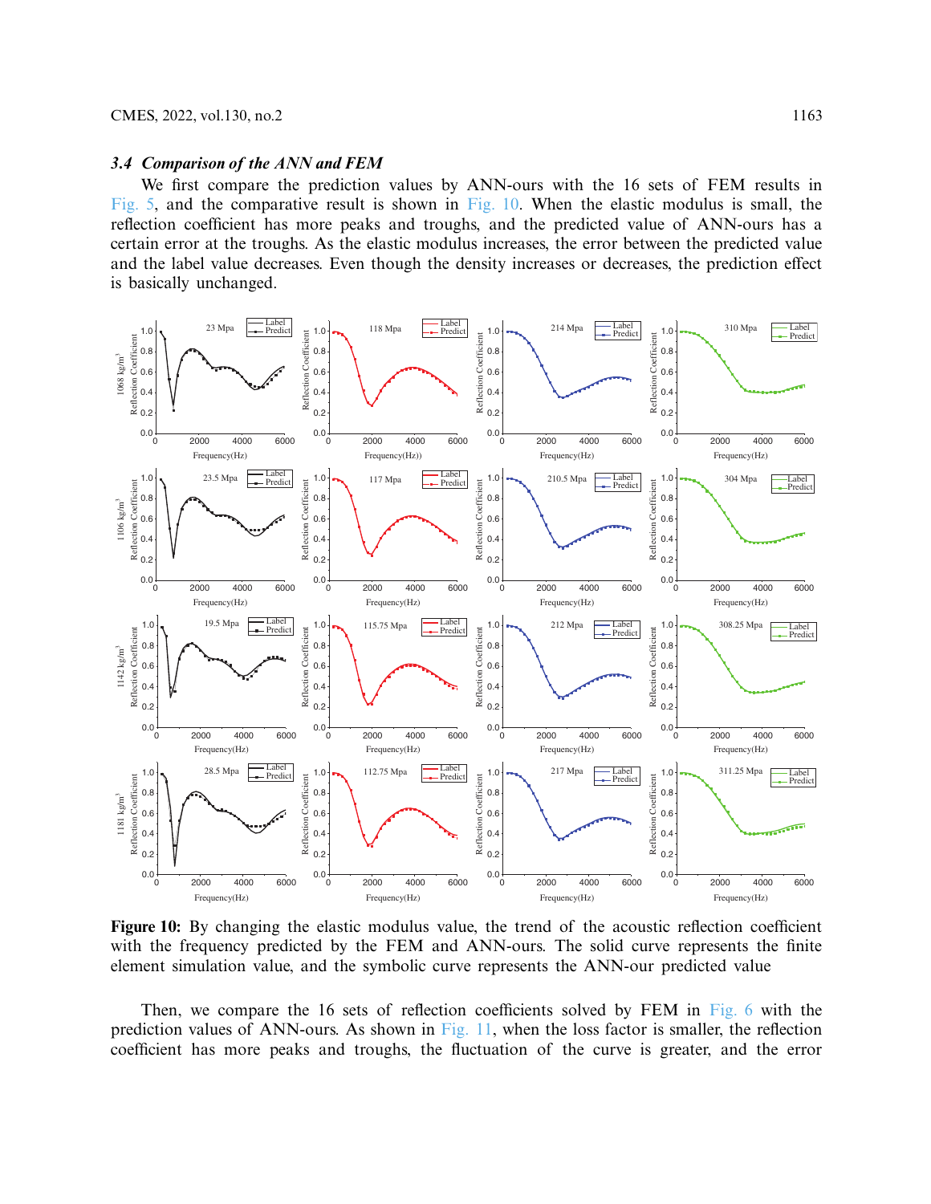### 3.4 Comparison of the ANN and FEM

We first compare the prediction values by ANN-ours with the 16 sets of FEM results in Fig. 5, and the comparative result is shown in Fig. 10. When the elastic modulus is small, the reflection coefficient has more peaks and troughs, and the predicted value of ANN-ours has a certain error at the troughs. As the elastic modulus increases, the error between the predicted value and the label value decreases. Even though the density increases or decreases, the prediction effect is basically unchanged.

**Figure 10:** By changing the elastic modulus value, the trend of the acoustic reflection coefficient with the frequency predicted by the FEM and ANN-ours. The solid curve represents the finite element simulation value, and the symbolic curve represents the ANN-our predicted value

Then, we compare the 16 sets of reflection coefficients solved by FEM in Fig. 6 with the prediction values of ANN-ours. As shown in Fig. 11, when the loss factor is smaller, the reflection coefficient has more peaks and troughs, the fluctuation of the curve is greater, and the error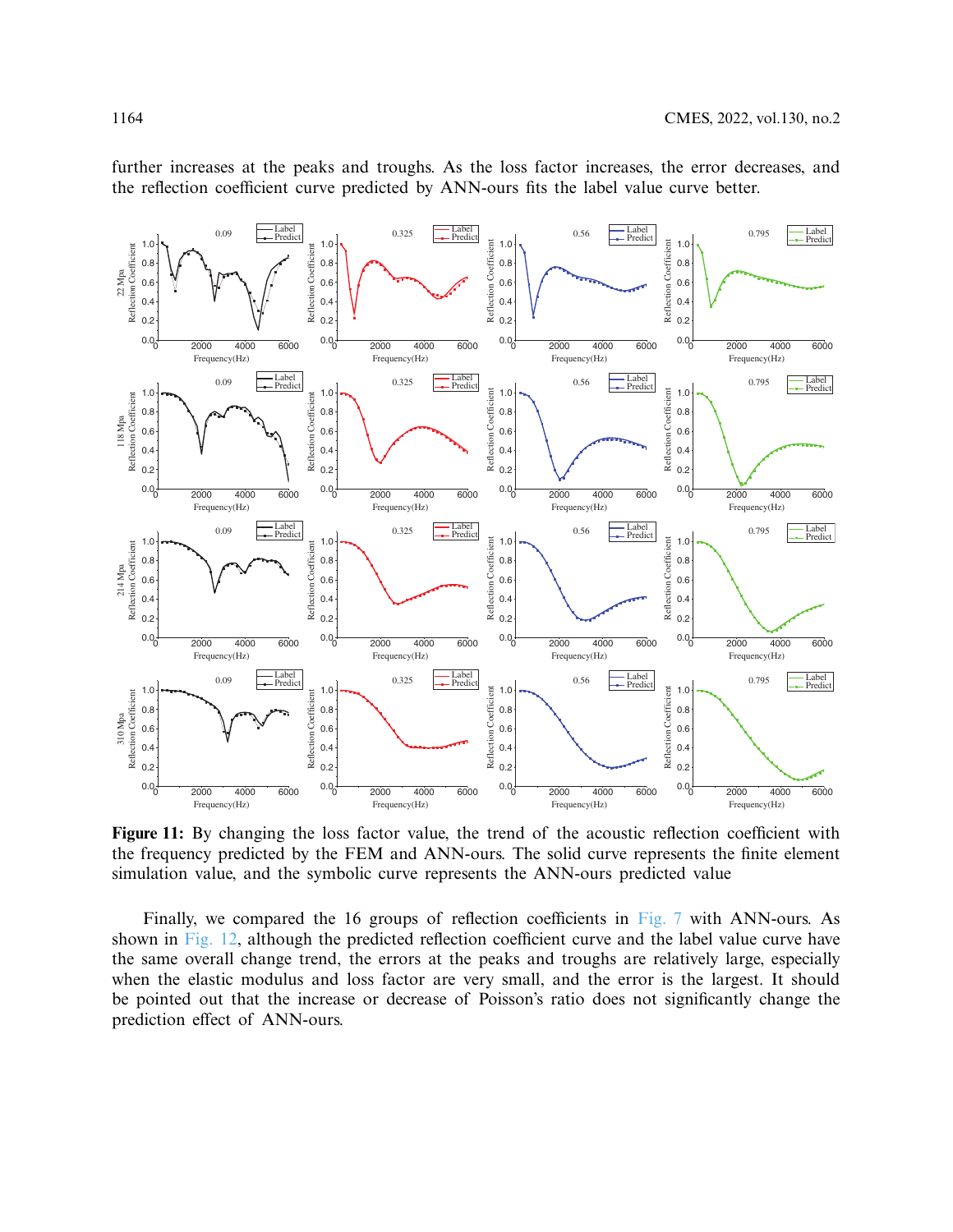further increases at the peaks and troughs. As the loss factor increases, the error decreases, and the reflection coefficient curve predicted by ANN-ours fits the label value curve better.

**Figure 11:** By changing the loss factor value, the trend of the acoustic reflection coefficient with the frequency predicted by the FEM and ANN-ours. The solid curve represents the finite element simulation value, and the symbolic curve represents the ANN-ours predicted value

Finally, we compared the 16 groups of reflection coefficients in Fig. 7 with ANN-ours. As shown in Fig. 12, although the predicted reflection coefficient curve and the label value curve have the same overall change trend, the errors at the peaks and troughs are relatively large, especially when the elastic modulus and loss factor are very small, and the error is the largest. It should be pointed out that the increase or decrease of Poisson's ratio does not significantly change the prediction effect of ANN-ours.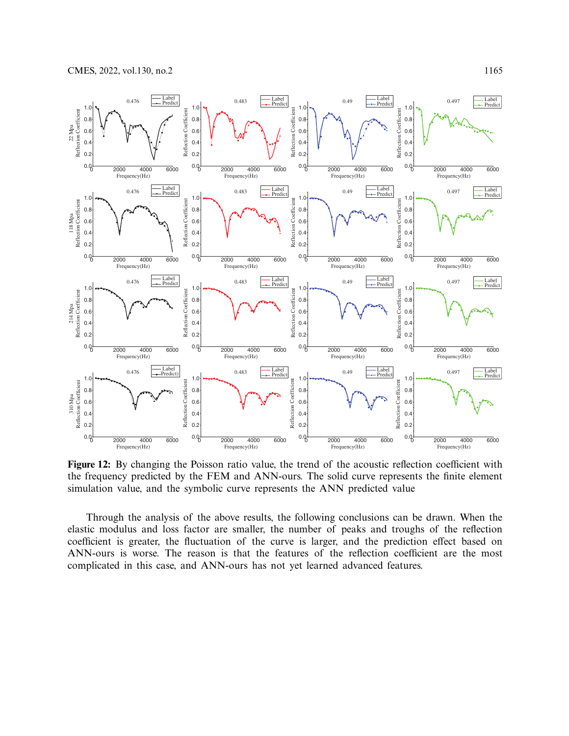**Figure 12:** By changing the Poisson ratio value, the trend of the acoustic reflection coefficient with the frequency predicted by the FEM and ANN-ours. The solid curve represents the finite element simulation value, and the symbolic curve represents the ANN predicted value

Through the analysis of the above results, the following conclusions can be drawn. When the elastic modulus and loss factor are smaller, the number of peaks and troughs of the reflection coefficient is greater, the fluctuation of the curve is larger, and the prediction effect based on ANN-ours is worse. The reason is that the features of the reflection coefficient are the most complicated in this case, and ANN-ours has not yet learned advanced features.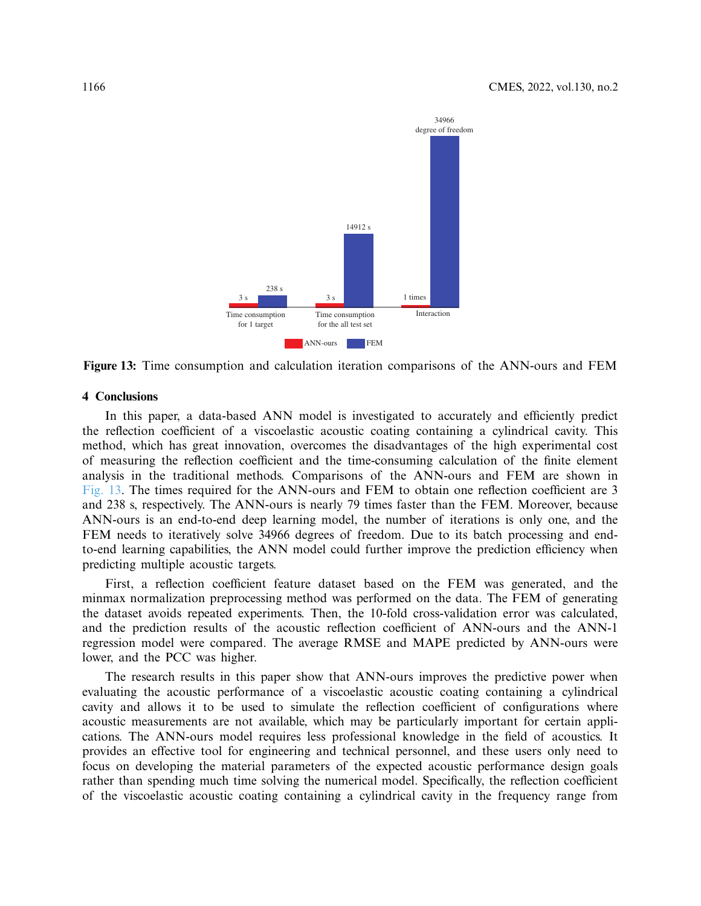Figure 13: Time consumption and calculation iteration comparisons of the ANN-ours and FEM

## 4 Conclusions

In this paper, a data-based ANN model is investigated to accurately and efficiently predict the reflection coefficient of a viscoelastic acoustic coating containing a cylindrical cavity. This method, which has great innovation, overcomes the disadvantages of the high experimental cost of measuring the reflection coefficient and the time-consuming calculation of the finite element analysis in the traditional methods. Comparisons of the ANN-ours and FEM are shown in Fig. 13. The times required for the ANN-ours and FEM to obtain one reflection coefficient are 3 and 238 s, respectively. The ANN-ours is nearly 79 times faster than the FEM. Moreover, because ANN-ours is an end-to-end deep learning model, the number of iterations is only one, and the FEM needs to iteratively solve 34966 degrees of freedom. Due to its batch processing and end-to-end learning capabilities, the ANN model could further improve the prediction efficiency when predicting multiple acoustic targets.

First, a reflection coefficient feature dataset based on the FEM was generated, and the minmax normalization preprocessing method was performed on the data. The FEM of generating the dataset avoids repeated experiments. Then, the 10-fold cross-validation error was calculated, and the prediction results of the acoustic reflection coefficient of ANN-ours and the ANN-1 regression model were compared. The average RMSE and MAPE predicted by ANN-ours were lower, and the PCC was higher.

The research results in this paper show that ANN-ours improves the predictive power when evaluating the acoustic performance of a viscoelastic acoustic coating containing a cylindrical cavity and allows it to be used to simulate the reflection coefficient of configurations where acoustic measurements are not available, which may be particularly important for certain applications. The ANN-ours model requires less professional knowledge in the field of acoustics. It provides an effective tool for engineering and technical personnel, and these users only need to focus on developing the material parameters of the expected acoustic performance design goals rather than spending much time solving the numerical model. Specifically, the reflection coefficient of the viscoelastic acoustic coating containing a cylindrical cavity in the frequency range from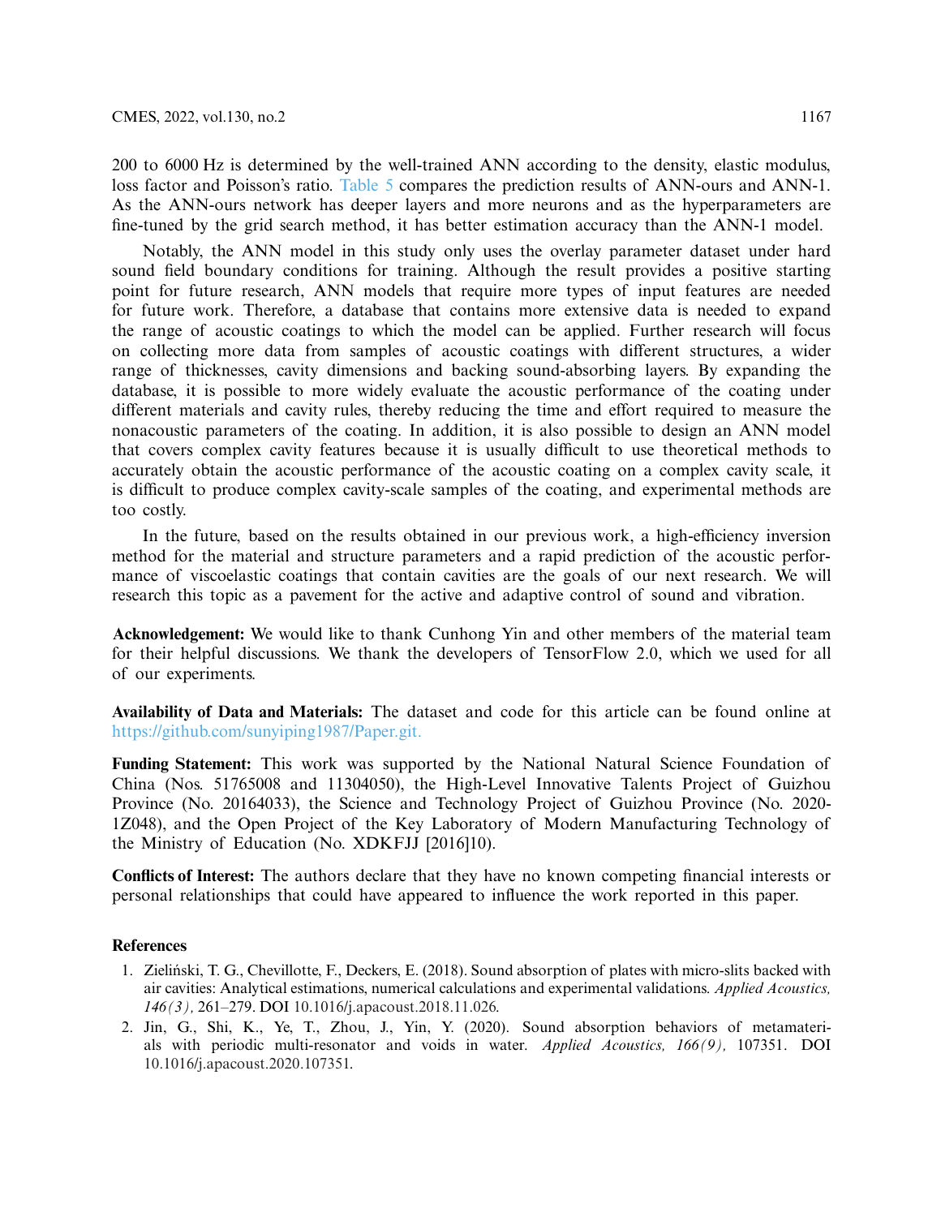200 to 6000 Hz is determined by the well-trained ANN according to the density, elastic modulus, loss factor and Poisson's ratio. Table 5 compares the prediction results of ANN-ours and ANN-1. As the ANN-ours network has deeper layers and more neurons and as the hyperparameters are fine-tuned by the grid search method, it has better estimation accuracy than the ANN-1 model.

Notably, the ANN model in this study only uses the overlay parameter dataset under hard sound field boundary conditions for training. Although the result provides a positive starting point for future research, ANN models that require more types of input features are needed for future work. Therefore, a database that contains more extensive data is needed to expand the range of acoustic coatings to which the model can be applied. Further research will focus on collecting more data from samples of acoustic coatings with different structures, a wider range of thicknesses, cavity dimensions and backing sound-absorbing layers. By expanding the database, it is possible to more widely evaluate the acoustic performance of the coating under different materials and cavity rules, thereby reducing the time and effort required to measure the nonacoustic parameters of the coating. In addition, it is also possible to design an ANN model that covers complex cavity features because it is usually difficult to use theoretical methods to accurately obtain the acoustic performance of the acoustic coating on a complex cavity scale, it is difficult to produce complex cavity-scale samples of the coating, and experimental methods are too costly.

In the future, based on the results obtained in our previous work, a high-efficiency inversion method for the material and structure parameters and a rapid prediction of the acoustic performance of viscoelastic coatings that contain cavities are the goals of our next research. We will research this topic as a pavement for the active and adaptive control of sound and vibration.

**Acknowledgement:** We would like to thank Cunhong Yin and other members of the material team for their helpful discussions. We thank the developers of TensorFlow 2.0, which we used for all of our experiments.

**Availability of Data and Materials:** The dataset and code for this article can be found online at https://github.com/sunyiping1987/Paper.git.

**Funding Statement:** This work was supported by the National Natural Science Foundation of China (Nos. 51765008 and 11304050), the High-Level Innovative Talents Project of Guizhou Province (No. 20164033), the Science and Technology Project of Guizhou Province (No. 2020-1Z048), and the Open Project of the Key Laboratory of Modern Manufacturing Technology of the Ministry of Education (No. XDKFJJ [2016]10).

**Conflicts of Interest:** The authors declare that they have no known competing financial interests or personal relationships that could have appeared to influence the work reported in this paper.

## References

1. Zieliński, T. G., Chevillotte, F., Deckers, E. (2018). Sound absorption of plates with micro-slits backed with air cavities: Analytical estimations, numerical calculations and experimental validations. *Applied Acoustics, 146(3),* 261–279. DOI 10.1016/j.apacoust.2018.11.026.
2. Jin, G., Shi, K., Ye, T., Zhou, J., Yin, Y. (2020). Sound absorption behaviors of metamaterials with periodic multi-resonator and voids in water. *Applied Acoustics, 166(9),* 107351. DOI 10.1016/j.apacoust.2020.107351.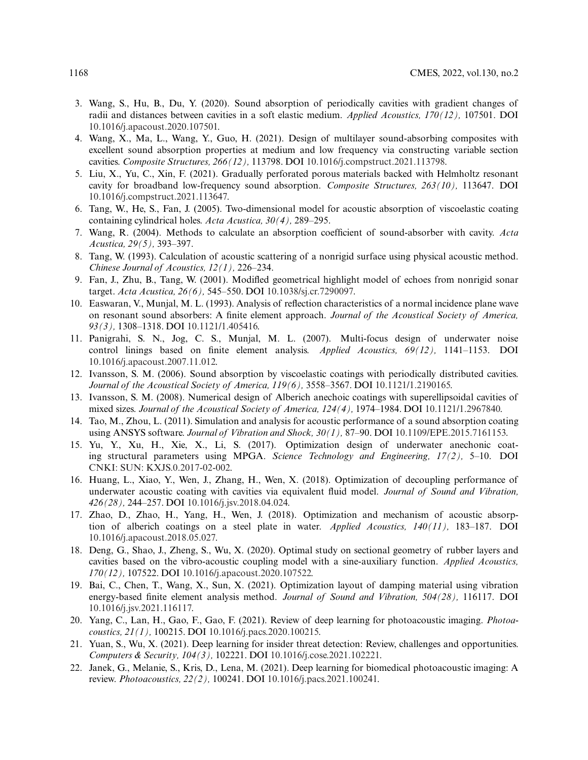3. Wang, S., Hu, B., Du, Y. (2020). Sound absorption of periodically cavities with gradient changes of radii and distances between cavities in a soft elastic medium. *Applied Acoustics, 170(12),* 107501. DOI 10.1016/j.apacoust.2020.107501.
4. Wang, X., Ma, L., Wang, Y., Guo, H. (2021). Design of multilayer sound-absorbing composites with excellent sound absorption properties at medium and low frequency via constructing variable section cavities. *Composite Structures, 266(12),* 113798. DOI 10.1016/j.compstruct.2021.113798.
5. Liu, X., Yu, C., Xin, F. (2021). Gradually perforated porous materials backed with Helmholtz resonant cavity for broadband low-frequency sound absorption. *Composite Structures, 263(10),* 113647. DOI 10.1016/j.compstruct.2021.113647.
6. Tang, W., He, S., Fan, J. (2005). Two-dimensional model for acoustic absorption of viscoelastic coating containing cylindrical holes. *Acta Acustica, 30(4),* 289–295.
7. Wang, R. (2004). Methods to calculate an absorption coefficient of sound-absorber with cavity. *Acta Acustica, 29(5),* 393–397.
8. Tang, W. (1993). Calculation of acoustic scattering of a nonrigid surface using physical acoustic method. *Chinese Journal of Acoustics, 12(1),* 226–234.
9. Fan, J., Zhu, B., Tang, W. (2001). Modifled geometrical highlight model of echoes from nonrigid sonar target. *Acta Acustica, 26(6),* 545–550. DOI 10.1038/sj.cr.7290097.
10. Easwaran, V., Munjal, M. L. (1993). Analysis of reflection characteristics of a normal incidence plane wave on resonant sound absorbers: A finite element approach. *Journal of the Acoustical Society of America, 93(3),* 1308–1318. DOI 10.1121/1.405416.
11. Panigrahi, S. N., Jog, C. S., Munjal, M. L. (2007). Multi-focus design of underwater noise control linings based on finite element analysis. *Applied Acoustics, 69(12),* 1141–1153. DOI 10.1016/j.apacoust.2007.11.012.
12. Ivansson, S. M. (2006). Sound absorption by viscoelastic coatings with periodically distributed cavities. *Journal of the Acoustical Society of America, 119(6),* 3558–3567. DOI 10.1121/1.2190165.
13. Ivansson, S. M. (2008). Numerical design of Alberich anechoic coatings with superellipsoidal cavities of mixed sizes. *Journal of the Acoustical Society of America, 124(4),* 1974–1984. DOI 10.1121/1.2967840.
14. Tao, M., Zhou, L. (2011). Simulation and analysis for acoustic performance of a sound absorption coating using ANSYS software. *Journal of Vibration and Shock, 30(1),* 87–90. DOI 10.1109/EPE.2015.7161153.
15. Yu, Y., Xu, H., Xie, X., Li, S. (2017). Optimization design of underwater anechonic coating structural parameters using MPGA. *Science Technology and Engineering, 17(2),* 5–10. DOI CNKI: SUN: KXJS.0.2017-02-002.
16. Huang, L., Xiao, Y., Wen, J., Zhang, H., Wen, X. (2018). Optimization of decoupling performance of underwater acoustic coating with cavities via equivalent fluid model. *Journal of Sound and Vibration, 426(28),* 244–257. DOI 10.1016/j.jsv.2018.04.024.
17. Zhao, D., Zhao, H., Yang, H., Wen, J. (2018). Optimization and mechanism of acoustic absorption of alberich coatings on a steel plate in water. *Applied Acoustics, 140(11),* 183–187. DOI 10.1016/j.apacoust.2018.05.027.
18. Deng, G., Shao, J., Zheng, S., Wu, X. (2020). Optimal study on sectional geometry of rubber layers and cavities based on the vibro-acoustic coupling model with a sine-auxiliary function. *Applied Acoustics, 170(12),* 107522. DOI 10.1016/j.apacoust.2020.107522.
19. Bai, C., Chen, T., Wang, X., Sun, X. (2021). Optimization layout of damping material using vibration energy-based finite element analysis method. *Journal of Sound and Vibration, 504(28),* 116117. DOI 10.1016/j.jsv.2021.116117.
20. Yang, C., Lan, H., Gao, F., Gao, F. (2021). Review of deep learning for photoacoustic imaging. *Photoacoustics, 21(1),* 100215. DOI 10.1016/j.pacs.2020.100215.
21. Yuan, S., Wu, X. (2021). Deep learning for insider threat detection: Review, challenges and opportunities. *Computers & Security, 104(3),* 102221. DOI 10.1016/j.cose.2021.102221.
22. Janek, G., Melanie, S., Kris, D., Lena, M. (2021). Deep learning for biomedical photoacoustic imaging: A review. *Photoacoustics, 22(2),* 100241. DOI 10.1016/j.pacs.2021.100241.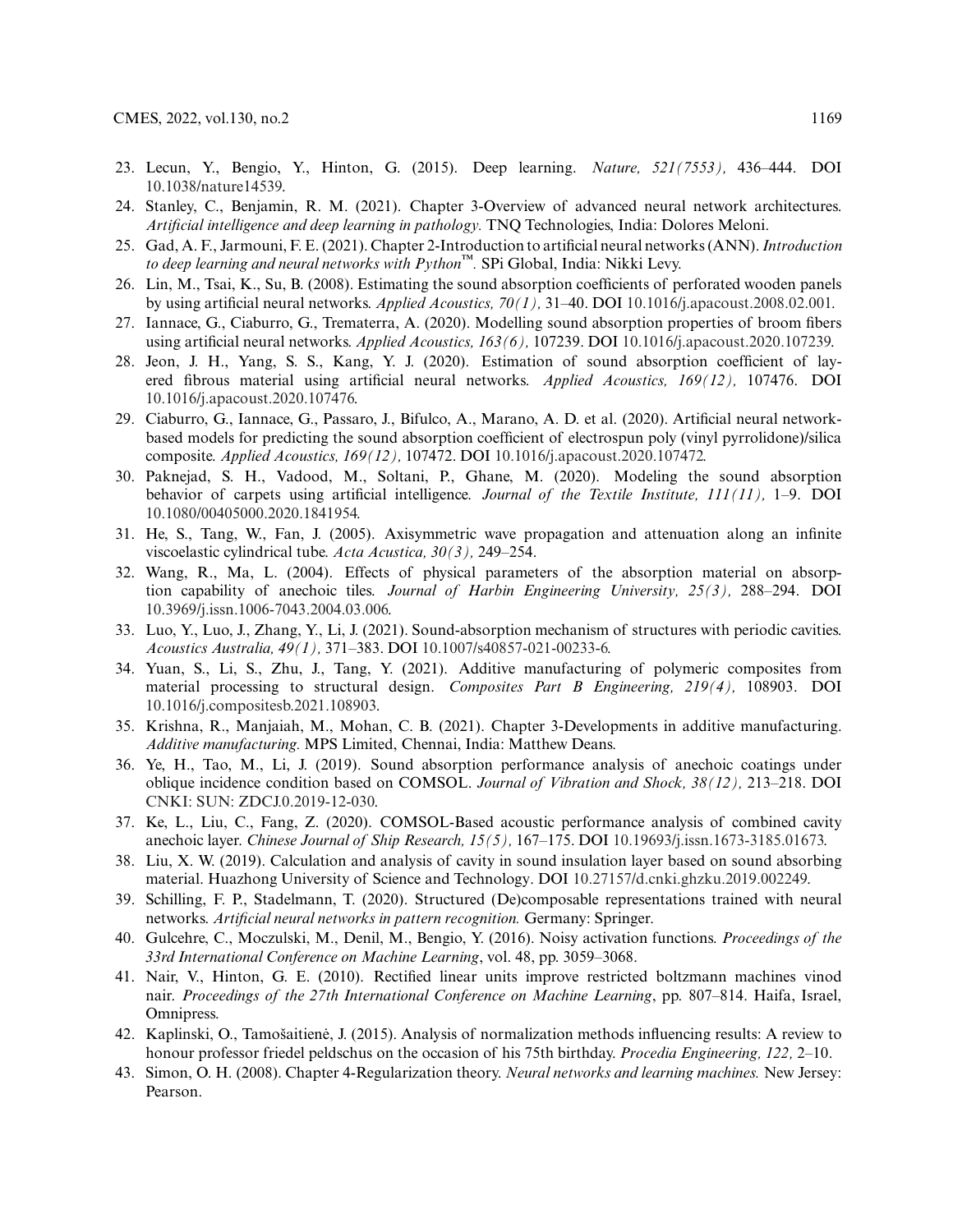23. Lecun, Y., Bengio, Y., Hinton, G. (2015). Deep learning. *Nature, 521(7553),* 436–444. DOI 10.1038/nature14539.
24. Stanley, C., Benjamin, R. M. (2021). Chapter 3-Overview of advanced neural network architectures. *Artificial intelligence and deep learning in pathology.* TNQ Technologies, India: Dolores Meloni.
25. Gad, A. F., Jarmouni, F. E. (2021). Chapter 2-Introduction to artificial neural networks (ANN). *Introduction to deep learning and neural networks with Python™.* SPi Global, India: Nikki Levy.
26. Lin, M., Tsai, K., Su, B. (2008). Estimating the sound absorption coefficients of perforated wooden panels by using artificial neural networks. *Applied Acoustics, 70(1),* 31–40. DOI 10.1016/j.apacoust.2008.02.001.
27. Iannace, G., Ciaburro, G., Trematerra, A. (2020). Modelling sound absorption properties of broom fibers using artificial neural networks. *Applied Acoustics, 163(6),* 107239. DOI 10.1016/j.apacoust.2020.107239.
28. Jeon, J. H., Yang, S. S., Kang, Y. J. (2020). Estimation of sound absorption coefficient of layered fibrous material using artificial neural networks. *Applied Acoustics, 169(12),* 107476. DOI 10.1016/j.apacoust.2020.107476.
29. Ciaburro, G., Iannace, G., Passaro, J., Bifulco, A., Marano, A. D. et al. (2020). Artificial neural network-based models for predicting the sound absorption coefficient of electrospun poly (vinyl pyrrolidone)/silica composite. *Applied Acoustics, 169(12),* 107472. DOI 10.1016/j.apacoust.2020.107472.
30. Paknejad, S. H., Vadood, M., Soltani, P., Ghane, M. (2020). Modeling the sound absorption behavior of carpets using artificial intelligence. *Journal of the Textile Institute, 111(11),* 1–9. DOI 10.1080/00405000.2020.1841954.
31. He, S., Tang, W., Fan, J. (2005). Axisymmetric wave propagation and attenuation along an infinite viscoelastic cylindrical tube. *Acta Acustica, 30(3),* 249–254.
32. Wang, R., Ma, L. (2004). Effects of physical parameters of the absorption material on absorption capability of anechoic tiles. *Journal of Harbin Engineering University, 25(3),* 288–294. DOI 10.3969/j.issn.1006-7043.2004.03.006.
33. Luo, Y., Luo, J., Zhang, Y., Li, J. (2021). Sound-absorption mechanism of structures with periodic cavities. *Acoustics Australia, 49(1),* 371–383. DOI 10.1007/s40857-021-00233-6.
34. Yuan, S., Li, S., Zhu, J., Tang, Y. (2021). Additive manufacturing of polymeric composites from material processing to structural design. *Composites Part B Engineering, 219(4),* 108903. DOI 10.1016/j.compositesb.2021.108903.
35. Krishna, R., Manjaiah, M., Mohan, C. B. (2021). Chapter 3-Developments in additive manufacturing. *Additive manufacturing.* MPS Limited, Chennai, India: Matthew Deans.
36. Ye, H., Tao, M., Li, J. (2019). Sound absorption performance analysis of anechoic coatings under oblique incidence condition based on COMSOL. *Journal of Vibration and Shock, 38(12),* 213–218. DOI CNKI: SUN: ZDCJ.0.2019-12-030.
37. Ke, L., Liu, C., Fang, Z. (2020). COMSOL-Based acoustic performance analysis of combined cavity anechoic layer. *Chinese Journal of Ship Research, 15(5),* 167–175. DOI 10.19693/j.issn.1673-3185.01673.
38. Liu, X. W. (2019). Calculation and analysis of cavity in sound insulation layer based on sound absorbing material. Huazhong University of Science and Technology. DOI 10.27157/d.cnki.ghzku.2019.002249.
39. Schilling, F. P., Stadelmann, T. (2020). Structured (De)composable representations trained with neural networks. *Artificial neural networks in pattern recognition.* Germany: Springer.
40. Gulcehre, C., Moczulski, M., Denil, M., Bengio, Y. (2016). Noisy activation functions. *Proceedings of the 33rd International Conference on Machine Learning*, vol. 48, pp. 3059–3068.
41. Nair, V., Hinton, G. E. (2010). Rectified linear units improve restricted boltzmann machines vinod nair. *Proceedings of the 27th International Conference on Machine Learning*, pp. 807–814. Haifa, Israel, Omnipress.
42. Kaplinski, O., Tamošaitienė, J. (2015). Analysis of normalization methods influencing results: A review to honour professor friedel peldschus on the occasion of his 75th birthday. *Procedia Engineering, 122,* 2–10.
43. Simon, O. H. (2008). Chapter 4-Regularization theory. *Neural networks and learning machines.* New Jersey: Pearson.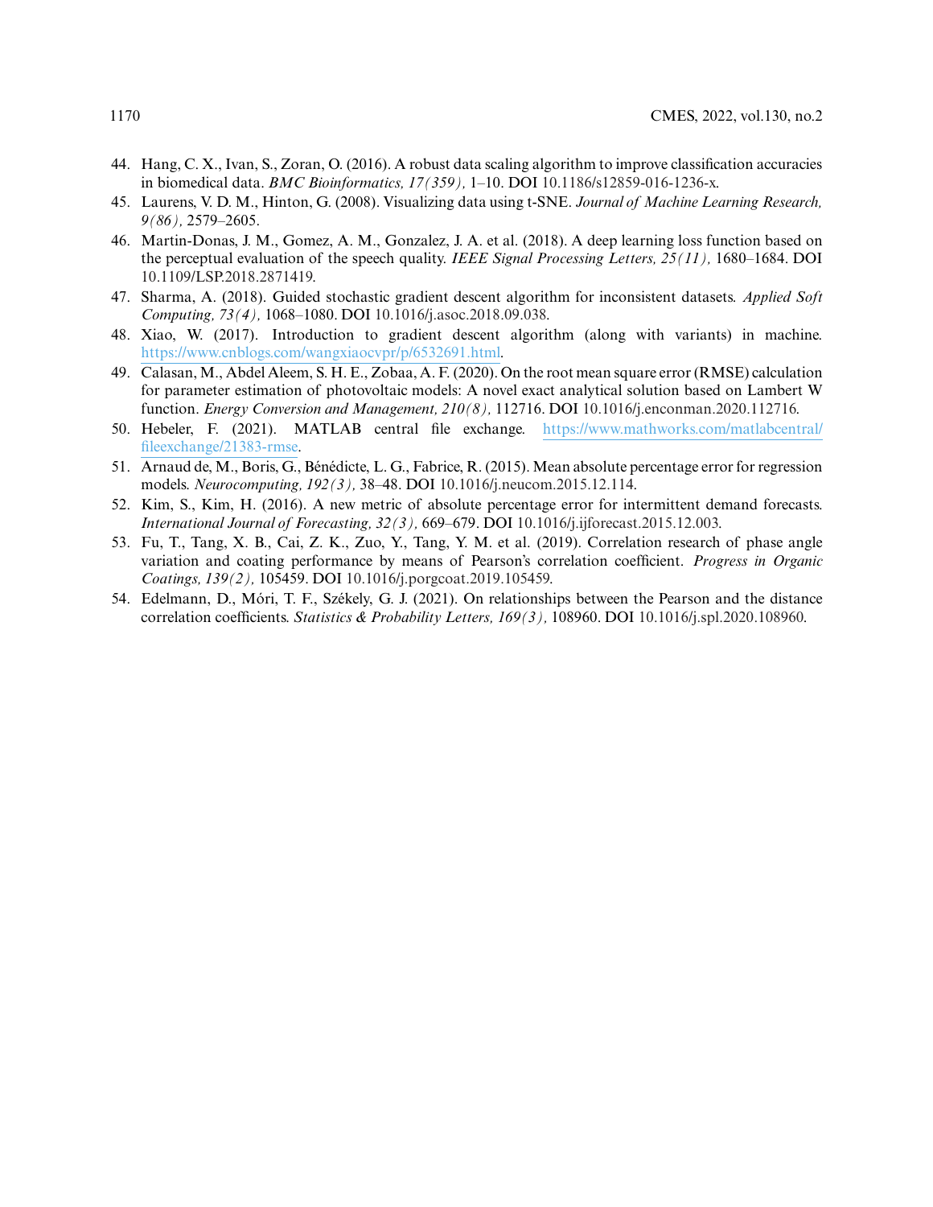44. Hang, C. X., Ivan, S., Zoran, O. (2016). A robust data scaling algorithm to improve classification accuracies in biomedical data. *BMC Bioinformatics, 17(359),* 1–10. DOI 10.1186/s12859-016-1236-x.
45. Laurens, V. D. M., Hinton, G. (2008). Visualizing data using t-SNE. *Journal of Machine Learning Research, 9(86),* 2579–2605.
46. Martin-Donas, J. M., Gomez, A. M., Gonzalez, J. A. et al. (2018). A deep learning loss function based on the perceptual evaluation of the speech quality. *IEEE Signal Processing Letters, 25(11),* 1680–1684. DOI 10.1109/LSP.2018.2871419.
47. Sharma, A. (2018). Guided stochastic gradient descent algorithm for inconsistent datasets. *Applied Soft Computing, 73(4),* 1068–1080. DOI 10.1016/j.asoc.2018.09.038.
48. Xiao, W. (2017). Introduction to gradient descent algorithm (along with variants) in machine. https://www.cnblogs.com/wangxiaocvpr/p/6532691.html.
49. Calasan, M., Abdel Aleem, S. H. E., Zobaa, A. F. (2020). On the root mean square error (RMSE) calculation for parameter estimation of photovoltaic models: A novel exact analytical solution based on Lambert W function. *Energy Conversion and Management, 210(8),* 112716. DOI 10.1016/j.enconman.2020.112716.
50. Hebeler, F. (2021). MATLAB central file exchange. https://www.mathworks.com/matlabcentral/fileexchange/21383-rmse.
51. Arnaud de, M., Boris, G., Bénédicte, L. G., Fabrice, R. (2015). Mean absolute percentage error for regression models. *Neurocomputing, 192(3),* 38–48. DOI 10.1016/j.neucom.2015.12.114.
52. Kim, S., Kim, H. (2016). A new metric of absolute percentage error for intermittent demand forecasts. *International Journal of Forecasting, 32(3),* 669–679. DOI 10.1016/j.ijforecast.2015.12.003.
53. Fu, T., Tang, X. B., Cai, Z. K., Zuo, Y., Tang, Y. M. et al. (2019). Correlation research of phase angle variation and coating performance by means of Pearson's correlation coefficient. *Progress in Organic Coatings, 139(2),* 105459. DOI 10.1016/j.porgcoat.2019.105459.
54. Edelmann, D., Móri, T. F., Székely, G. J. (2021). On relationships between the Pearson and the distance correlation coefficients. *Statistics & Probability Letters, 169(3),* 108960. DOI 10.1016/j.spl.2020.108960.